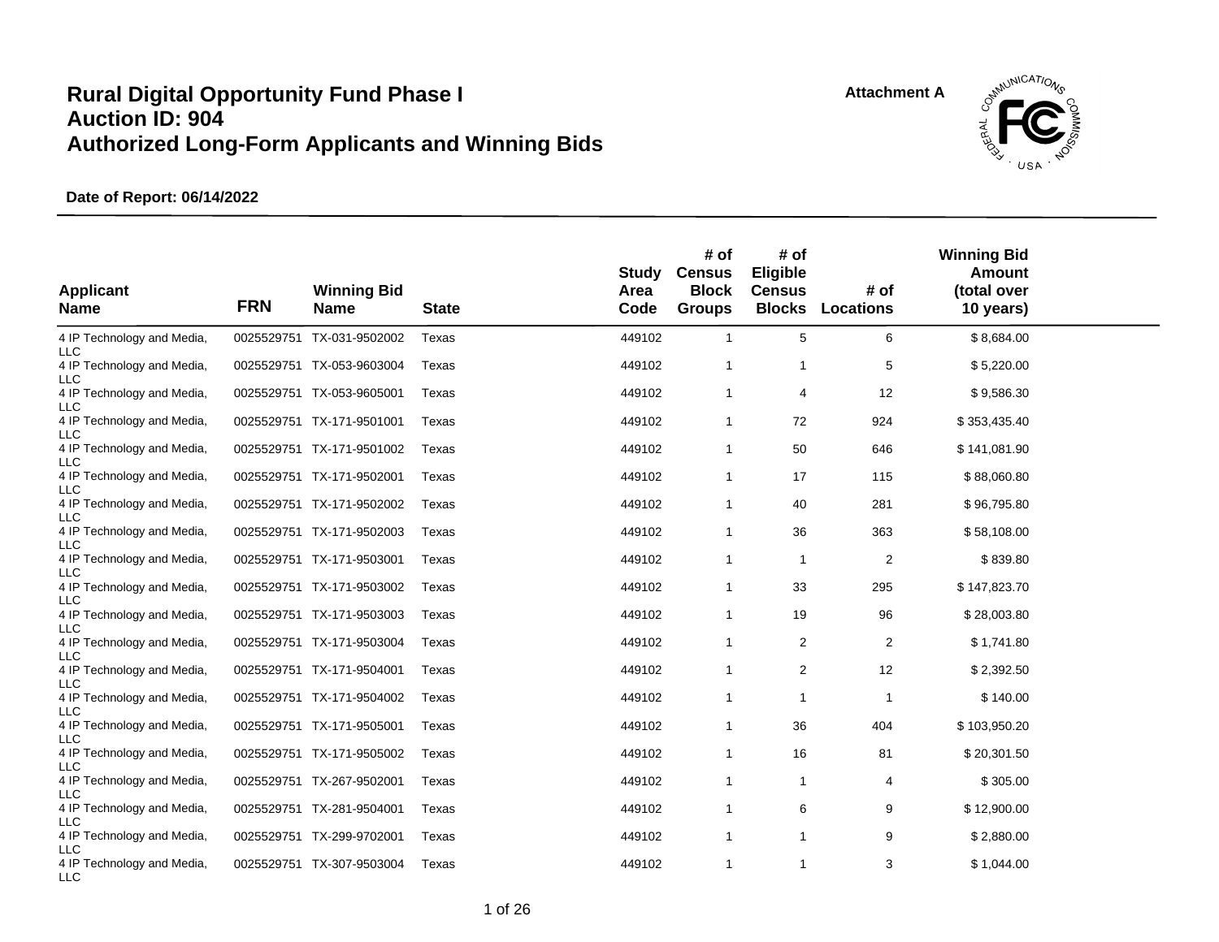# Rural Digital Opportunity Fund Phase I
# Auction ID: 904
# Authorized Long-Form Applicants and Winning Bids

Attachment A

**Date of Report: 06/14/2022**

| Applicant Name | FRN | Winning Bid Name | State | Study Area Code | # of Census Block Groups | # of Eligible Census Blocks | # of Locations | Winning Bid Amount (total over 10 years) |
|---|---|---|---|---|---|---|---|---|
| 4 IP Technology and Media, LLC | 0025529751 | TX-031-9502002 | Texas | 449102 | 1 | 5 | 6 | $ 8,684.00 |
| 4 IP Technology and Media, LLC | 0025529751 | TX-053-9603004 | Texas | 449102 | 1 | 1 | 5 | $ 5,220.00 |
| 4 IP Technology and Media, LLC | 0025529751 | TX-053-9605001 | Texas | 449102 | 1 | 4 | 12 | $ 9,586.30 |
| 4 IP Technology and Media, LLC | 0025529751 | TX-171-9501001 | Texas | 449102 | 1 | 72 | 924 | $ 353,435.40 |
| 4 IP Technology and Media, LLC | 0025529751 | TX-171-9501002 | Texas | 449102 | 1 | 50 | 646 | $ 141,081.90 |
| 4 IP Technology and Media, LLC | 0025529751 | TX-171-9502001 | Texas | 449102 | 1 | 17 | 115 | $ 88,060.80 |
| 4 IP Technology and Media, LLC | 0025529751 | TX-171-9502002 | Texas | 449102 | 1 | 40 | 281 | $ 96,795.80 |
| 4 IP Technology and Media, LLC | 0025529751 | TX-171-9502003 | Texas | 449102 | 1 | 36 | 363 | $ 58,108.00 |
| 4 IP Technology and Media, LLC | 0025529751 | TX-171-9503001 | Texas | 449102 | 1 | 1 | 2 | $ 839.80 |
| 4 IP Technology and Media, LLC | 0025529751 | TX-171-9503002 | Texas | 449102 | 1 | 33 | 295 | $ 147,823.70 |
| 4 IP Technology and Media, LLC | 0025529751 | TX-171-9503003 | Texas | 449102 | 1 | 19 | 96 | $ 28,003.80 |
| 4 IP Technology and Media, LLC | 0025529751 | TX-171-9503004 | Texas | 449102 | 1 | 2 | 2 | $ 1,741.80 |
| 4 IP Technology and Media, LLC | 0025529751 | TX-171-9504001 | Texas | 449102 | 1 | 2 | 12 | $ 2,392.50 |
| 4 IP Technology and Media, LLC | 0025529751 | TX-171-9504002 | Texas | 449102 | 1 | 1 | 1 | $ 140.00 |
| 4 IP Technology and Media, LLC | 0025529751 | TX-171-9505001 | Texas | 449102 | 1 | 36 | 404 | $ 103,950.20 |
| 4 IP Technology and Media, LLC | 0025529751 | TX-171-9505002 | Texas | 449102 | 1 | 16 | 81 | $ 20,301.50 |
| 4 IP Technology and Media, LLC | 0025529751 | TX-267-9502001 | Texas | 449102 | 1 | 1 | 4 | $ 305.00 |
| 4 IP Technology and Media, LLC | 0025529751 | TX-281-9504001 | Texas | 449102 | 1 | 6 | 9 | $ 12,900.00 |
| 4 IP Technology and Media, LLC | 0025529751 | TX-299-9702001 | Texas | 449102 | 1 | 1 | 9 | $ 2,880.00 |
| 4 IP Technology and Media, LLC | 0025529751 | TX-307-9503004 | Texas | 449102 | 1 | 1 | 3 | $ 1,044.00 |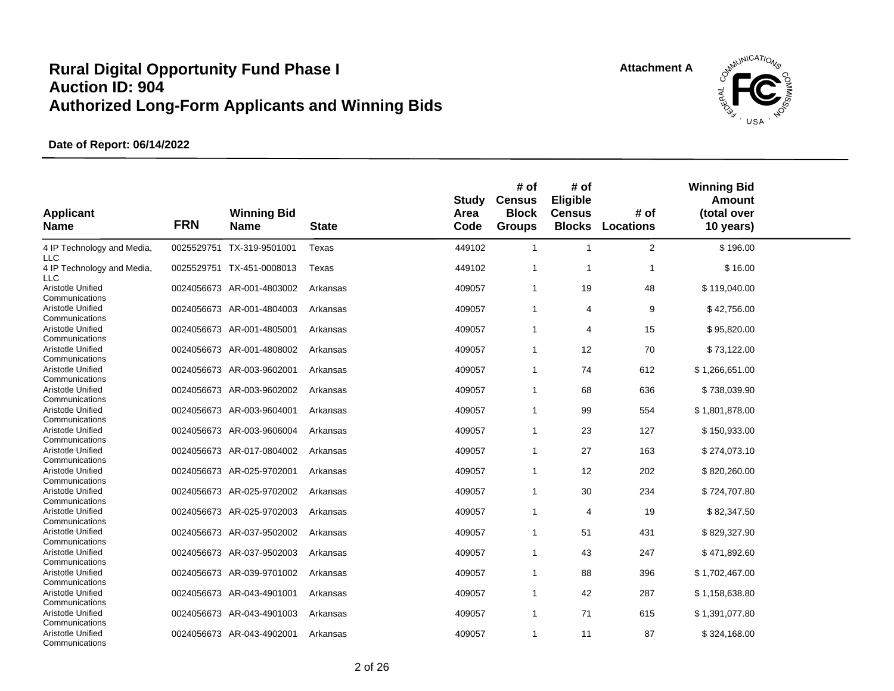# Rural Digital Opportunity Fund Phase I
# Auction ID: 904
# Authorized Long-Form Applicants and Winning Bids

**Attachment A**

**Date of Report: 06/14/2022**

| Applicant Name | FRN | Winning Bid Name | State | Study Area Code | # of Census Block Groups | # of Eligible Census Blocks | # of Locations | Winning Bid Amount (total over 10 years) |
|---|---|---|---|---|---|---|---|---|
| 4 IP Technology and Media, LLC | 0025529751 | TX-319-9501001 | Texas | 449102 | 1 | 1 | 2 | $ 196.00 |
| 4 IP Technology and Media, LLC | 0025529751 | TX-451-0008013 | Texas | 449102 | 1 | 1 | 1 | $ 16.00 |
| Aristotle Unified Communications | 0024056673 | AR-001-4803002 | Arkansas | 409057 | 1 | 19 | 48 | $ 119,040.00 |
| Aristotle Unified Communications | 0024056673 | AR-001-4804003 | Arkansas | 409057 | 1 | 4 | 9 | $ 42,756.00 |
| Aristotle Unified Communications | 0024056673 | AR-001-4805001 | Arkansas | 409057 | 1 | 4 | 15 | $ 95,820.00 |
| Aristotle Unified Communications | 0024056673 | AR-001-4808002 | Arkansas | 409057 | 1 | 12 | 70 | $ 73,122.00 |
| Aristotle Unified Communications | 0024056673 | AR-003-9602001 | Arkansas | 409057 | 1 | 74 | 612 | $ 1,266,651.00 |
| Aristotle Unified Communications | 0024056673 | AR-003-9602002 | Arkansas | 409057 | 1 | 68 | 636 | $ 738,039.90 |
| Aristotle Unified Communications | 0024056673 | AR-003-9604001 | Arkansas | 409057 | 1 | 99 | 554 | $ 1,801,878.00 |
| Aristotle Unified Communications | 0024056673 | AR-003-9606004 | Arkansas | 409057 | 1 | 23 | 127 | $ 150,933.00 |
| Aristotle Unified Communications | 0024056673 | AR-017-0804002 | Arkansas | 409057 | 1 | 27 | 163 | $ 274,073.10 |
| Aristotle Unified Communications | 0024056673 | AR-025-9702001 | Arkansas | 409057 | 1 | 12 | 202 | $ 820,260.00 |
| Aristotle Unified Communications | 0024056673 | AR-025-9702002 | Arkansas | 409057 | 1 | 30 | 234 | $ 724,707.80 |
| Aristotle Unified Communications | 0024056673 | AR-025-9702003 | Arkansas | 409057 | 1 | 4 | 19 | $ 82,347.50 |
| Aristotle Unified Communications | 0024056673 | AR-037-9502002 | Arkansas | 409057 | 1 | 51 | 431 | $ 829,327.90 |
| Aristotle Unified Communications | 0024056673 | AR-037-9502003 | Arkansas | 409057 | 1 | 43 | 247 | $ 471,892.60 |
| Aristotle Unified Communications | 0024056673 | AR-039-9701002 | Arkansas | 409057 | 1 | 88 | 396 | $ 1,702,467.00 |
| Aristotle Unified Communications | 0024056673 | AR-043-4901001 | Arkansas | 409057 | 1 | 42 | 287 | $ 1,158,638.80 |
| Aristotle Unified Communications | 0024056673 | AR-043-4901003 | Arkansas | 409057 | 1 | 71 | 615 | $ 1,391,077.80 |
| Aristotle Unified Communications | 0024056673 | AR-043-4902001 | Arkansas | 409057 | 1 | 11 | 87 | $ 324,168.00 |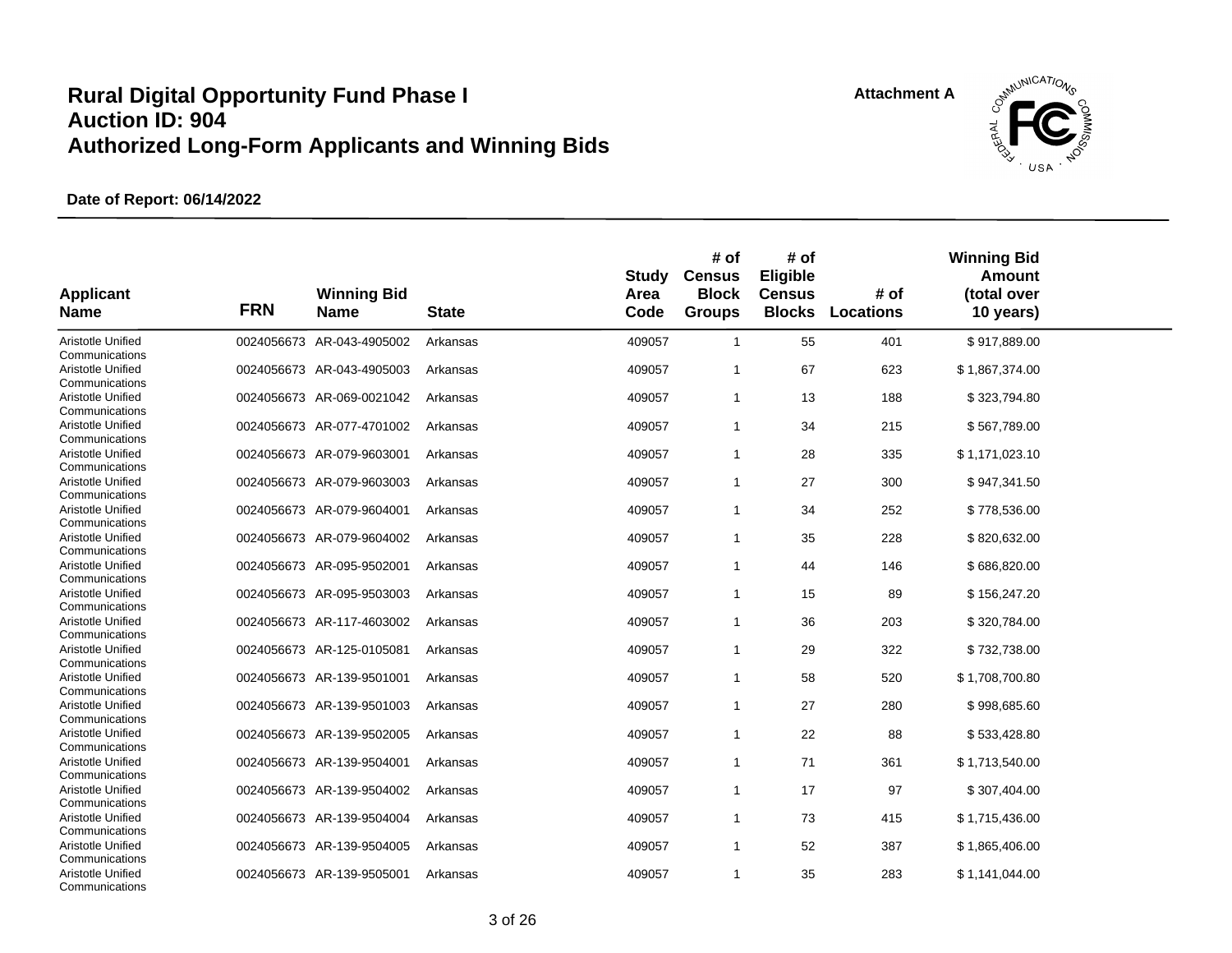# Rural Digital Opportunity Fund Phase I
# Auction ID: 904
# Authorized Long-Form Applicants and Winning Bids

**Attachment A**

**Date of Report: 06/14/2022**

| Applicant Name | FRN | Winning Bid Name | State | Study Area Code | # of Census Block Groups | # of Eligible Census Blocks | # of Locations | Winning Bid Amount (total over 10 years) |
|---|---|---|---|---|---|---|---|---|
| Aristotle Unified Communications | 0024056673 | AR-043-4905002 | Arkansas | 409057 | 1 | 55 | 401 | $ 917,889.00 |
| Aristotle Unified Communications | 0024056673 | AR-043-4905003 | Arkansas | 409057 | 1 | 67 | 623 | $ 1,867,374.00 |
| Aristotle Unified Communications | 0024056673 | AR-069-0021042 | Arkansas | 409057 | 1 | 13 | 188 | $ 323,794.80 |
| Aristotle Unified Communications | 0024056673 | AR-077-4701002 | Arkansas | 409057 | 1 | 34 | 215 | $ 567,789.00 |
| Aristotle Unified Communications | 0024056673 | AR-079-9603001 | Arkansas | 409057 | 1 | 28 | 335 | $ 1,171,023.10 |
| Aristotle Unified Communications | 0024056673 | AR-079-9603003 | Arkansas | 409057 | 1 | 27 | 300 | $ 947,341.50 |
| Aristotle Unified Communications | 0024056673 | AR-079-9604001 | Arkansas | 409057 | 1 | 34 | 252 | $ 778,536.00 |
| Aristotle Unified Communications | 0024056673 | AR-079-9604002 | Arkansas | 409057 | 1 | 35 | 228 | $ 820,632.00 |
| Aristotle Unified Communications | 0024056673 | AR-095-9502001 | Arkansas | 409057 | 1 | 44 | 146 | $ 686,820.00 |
| Aristotle Unified Communications | 0024056673 | AR-095-9503003 | Arkansas | 409057 | 1 | 15 | 89 | $ 156,247.20 |
| Aristotle Unified Communications | 0024056673 | AR-117-4603002 | Arkansas | 409057 | 1 | 36 | 203 | $ 320,784.00 |
| Aristotle Unified Communications | 0024056673 | AR-125-0105081 | Arkansas | 409057 | 1 | 29 | 322 | $ 732,738.00 |
| Aristotle Unified Communications | 0024056673 | AR-139-9501001 | Arkansas | 409057 | 1 | 58 | 520 | $ 1,708,700.80 |
| Aristotle Unified Communications | 0024056673 | AR-139-9501003 | Arkansas | 409057 | 1 | 27 | 280 | $ 998,685.60 |
| Aristotle Unified Communications | 0024056673 | AR-139-9502005 | Arkansas | 409057 | 1 | 22 | 88 | $ 533,428.80 |
| Aristotle Unified Communications | 0024056673 | AR-139-9504001 | Arkansas | 409057 | 1 | 71 | 361 | $ 1,713,540.00 |
| Aristotle Unified Communications | 0024056673 | AR-139-9504002 | Arkansas | 409057 | 1 | 17 | 97 | $ 307,404.00 |
| Aristotle Unified Communications | 0024056673 | AR-139-9504004 | Arkansas | 409057 | 1 | 73 | 415 | $ 1,715,436.00 |
| Aristotle Unified Communications | 0024056673 | AR-139-9504005 | Arkansas | 409057 | 1 | 52 | 387 | $ 1,865,406.00 |
| Aristotle Unified Communications | 0024056673 | AR-139-9505001 | Arkansas | 409057 | 1 | 35 | 283 | $ 1,141,044.00 |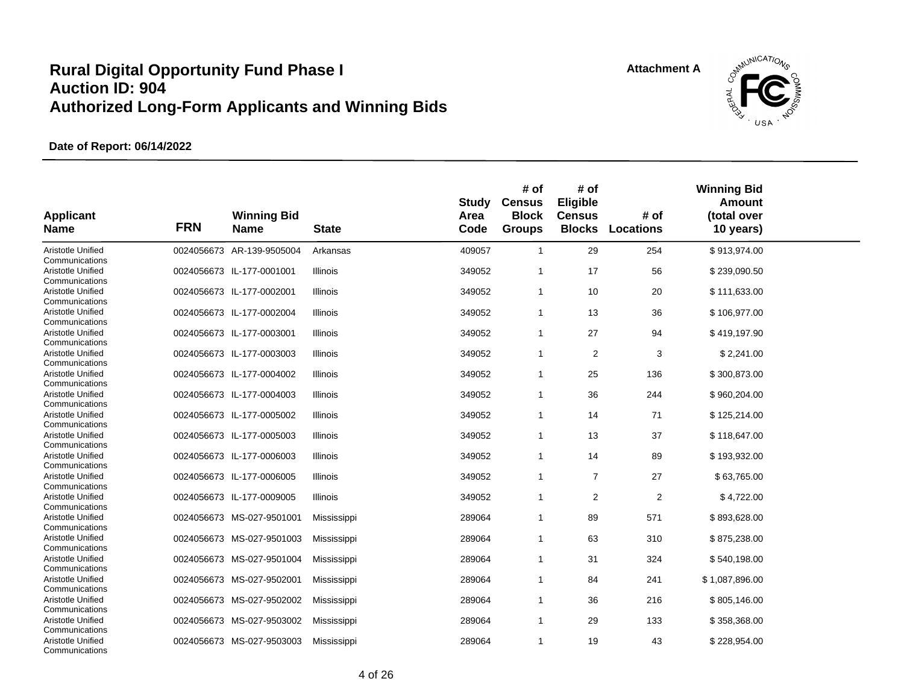# Rural Digital Opportunity Fund Phase I
# Auction ID: 904
# Authorized Long-Form Applicants and Winning Bids

**Attachment A**

**Date of Report: 06/14/2022**

| Applicant Name | FRN | Winning Bid Name | State | Study Area Code | # of Census Block Groups | # of Eligible Census Blocks | # of Locations | Winning Bid Amount (total over 10 years) |
|---|---|---|---|---|---|---|---|---|
| Aristotle Unified Communications | 0024056673 | AR-139-9505004 | Arkansas | 409057 | 1 | 29 | 254 | $ 913,974.00 |
| Aristotle Unified Communications | 0024056673 | IL-177-0001001 | Illinois | 349052 | 1 | 17 | 56 | $ 239,090.50 |
| Aristotle Unified Communications | 0024056673 | IL-177-0002001 | Illinois | 349052 | 1 | 10 | 20 | $ 111,633.00 |
| Aristotle Unified Communications | 0024056673 | IL-177-0002004 | Illinois | 349052 | 1 | 13 | 36 | $ 106,977.00 |
| Aristotle Unified Communications | 0024056673 | IL-177-0003001 | Illinois | 349052 | 1 | 27 | 94 | $ 419,197.90 |
| Aristotle Unified Communications | 0024056673 | IL-177-0003003 | Illinois | 349052 | 1 | 2 | 3 | $ 2,241.00 |
| Aristotle Unified Communications | 0024056673 | IL-177-0004002 | Illinois | 349052 | 1 | 25 | 136 | $ 300,873.00 |
| Aristotle Unified Communications | 0024056673 | IL-177-0004003 | Illinois | 349052 | 1 | 36 | 244 | $ 960,204.00 |
| Aristotle Unified Communications | 0024056673 | IL-177-0005002 | Illinois | 349052 | 1 | 14 | 71 | $ 125,214.00 |
| Aristotle Unified Communications | 0024056673 | IL-177-0005003 | Illinois | 349052 | 1 | 13 | 37 | $ 118,647.00 |
| Aristotle Unified Communications | 0024056673 | IL-177-0006003 | Illinois | 349052 | 1 | 14 | 89 | $ 193,932.00 |
| Aristotle Unified Communications | 0024056673 | IL-177-0006005 | Illinois | 349052 | 1 | 7 | 27 | $ 63,765.00 |
| Aristotle Unified Communications | 0024056673 | IL-177-0009005 | Illinois | 349052 | 1 | 2 | 2 | $ 4,722.00 |
| Aristotle Unified Communications | 0024056673 | MS-027-9501001 | Mississippi | 289064 | 1 | 89 | 571 | $ 893,628.00 |
| Aristotle Unified Communications | 0024056673 | MS-027-9501003 | Mississippi | 289064 | 1 | 63 | 310 | $ 875,238.00 |
| Aristotle Unified Communications | 0024056673 | MS-027-9501004 | Mississippi | 289064 | 1 | 31 | 324 | $ 540,198.00 |
| Aristotle Unified Communications | 0024056673 | MS-027-9502001 | Mississippi | 289064 | 1 | 84 | 241 | $ 1,087,896.00 |
| Aristotle Unified Communications | 0024056673 | MS-027-9502002 | Mississippi | 289064 | 1 | 36 | 216 | $ 805,146.00 |
| Aristotle Unified Communications | 0024056673 | MS-027-9503002 | Mississippi | 289064 | 1 | 29 | 133 | $ 358,368.00 |
| Aristotle Unified Communications | 0024056673 | MS-027-9503003 | Mississippi | 289064 | 1 | 19 | 43 | $ 228,954.00 |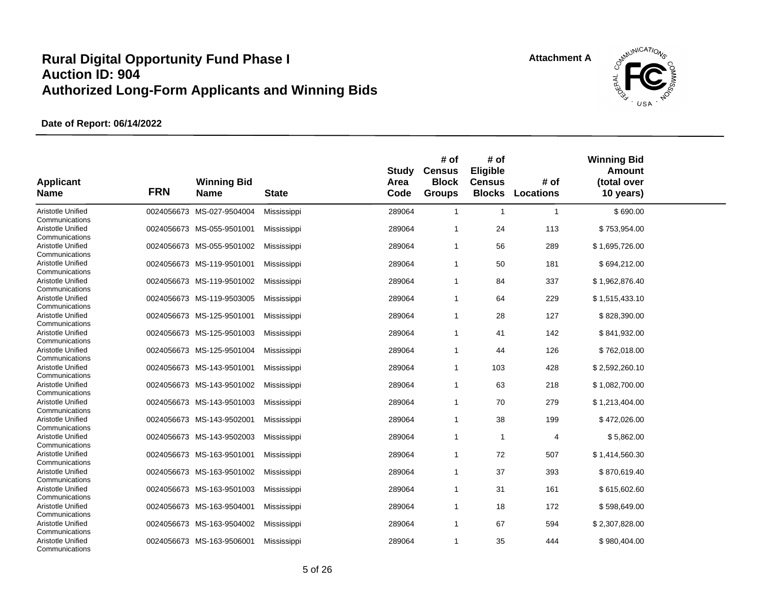# Rural Digital Opportunity Fund Phase I
## Auction ID: 904
## Authorized Long-Form Applicants and Winning Bids

Attachment A

**Date of Report: 06/14/2022**

| Applicant Name | FRN | Winning Bid Name | State | Study Area Code | # of Census Block Groups | # of Eligible Census Blocks | # of Locations | Winning Bid Amount (total over 10 years) |
|---|---|---|---|---|---|---|---|---|
| Aristotle Unified Communications | 0024056673 | MS-027-9504004 | Mississippi | 289064 | 1 | 1 | 1 | $ 690.00 |
| Aristotle Unified Communications | 0024056673 | MS-055-9501001 | Mississippi | 289064 | 1 | 24 | 113 | $ 753,954.00 |
| Aristotle Unified Communications | 0024056673 | MS-055-9501002 | Mississippi | 289064 | 1 | 56 | 289 | $ 1,695,726.00 |
| Aristotle Unified Communications | 0024056673 | MS-119-9501001 | Mississippi | 289064 | 1 | 50 | 181 | $ 694,212.00 |
| Aristotle Unified Communications | 0024056673 | MS-119-9501002 | Mississippi | 289064 | 1 | 84 | 337 | $ 1,962,876.40 |
| Aristotle Unified Communications | 0024056673 | MS-119-9503005 | Mississippi | 289064 | 1 | 64 | 229 | $ 1,515,433.10 |
| Aristotle Unified Communications | 0024056673 | MS-125-9501001 | Mississippi | 289064 | 1 | 28 | 127 | $ 828,390.00 |
| Aristotle Unified Communications | 0024056673 | MS-125-9501003 | Mississippi | 289064 | 1 | 41 | 142 | $ 841,932.00 |
| Aristotle Unified Communications | 0024056673 | MS-125-9501004 | Mississippi | 289064 | 1 | 44 | 126 | $ 762,018.00 |
| Aristotle Unified Communications | 0024056673 | MS-143-9501001 | Mississippi | 289064 | 1 | 103 | 428 | $ 2,592,260.10 |
| Aristotle Unified Communications | 0024056673 | MS-143-9501002 | Mississippi | 289064 | 1 | 63 | 218 | $ 1,082,700.00 |
| Aristotle Unified Communications | 0024056673 | MS-143-9501003 | Mississippi | 289064 | 1 | 70 | 279 | $ 1,213,404.00 |
| Aristotle Unified Communications | 0024056673 | MS-143-9502001 | Mississippi | 289064 | 1 | 38 | 199 | $ 472,026.00 |
| Aristotle Unified Communications | 0024056673 | MS-143-9502003 | Mississippi | 289064 | 1 | 1 | 4 | $ 5,862.00 |
| Aristotle Unified Communications | 0024056673 | MS-163-9501001 | Mississippi | 289064 | 1 | 72 | 507 | $ 1,414,560.30 |
| Aristotle Unified Communications | 0024056673 | MS-163-9501002 | Mississippi | 289064 | 1 | 37 | 393 | $ 870,619.40 |
| Aristotle Unified Communications | 0024056673 | MS-163-9501003 | Mississippi | 289064 | 1 | 31 | 161 | $ 615,602.60 |
| Aristotle Unified Communications | 0024056673 | MS-163-9504001 | Mississippi | 289064 | 1 | 18 | 172 | $ 598,649.00 |
| Aristotle Unified Communications | 0024056673 | MS-163-9504002 | Mississippi | 289064 | 1 | 67 | 594 | $ 2,307,828.00 |
| Aristotle Unified Communications | 0024056673 | MS-163-9506001 | Mississippi | 289064 | 1 | 35 | 444 | $ 980,404.00 |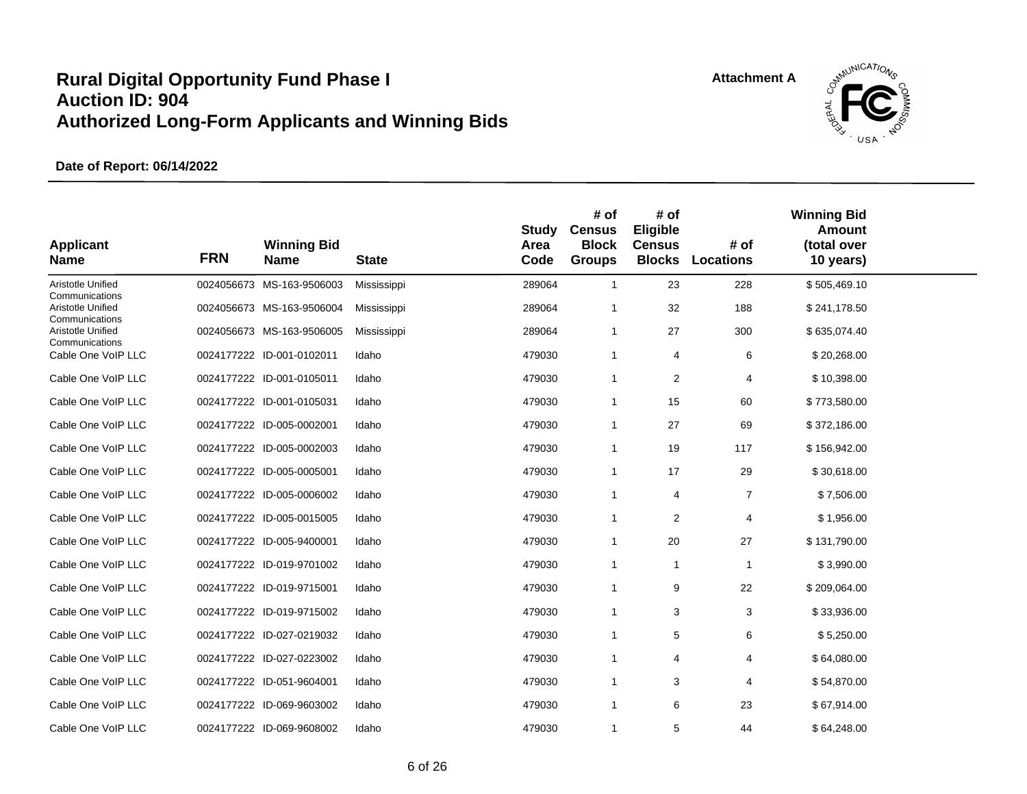# Rural Digital Opportunity Fund Phase I
# Auction ID: 904
# Authorized Long-Form Applicants and Winning Bids

Attachment A

**Date of Report: 06/14/2022**

| Applicant Name | FRN | Winning Bid Name | State | Study Area Code | # of Census Block Groups | # of Eligible Census Blocks | # of Locations | Winning Bid Amount (total over 10 years) |
|---|---|---|---|---|---|---|---|---|
| Aristotle Unified Communications | 0024056673 | MS-163-9506003 | Mississippi | 289064 | 1 | 23 | 228 | $ 505,469.10 |
| Aristotle Unified Communications | 0024056673 | MS-163-9506004 | Mississippi | 289064 | 1 | 32 | 188 | $ 241,178.50 |
| Aristotle Unified Communications | 0024056673 | MS-163-9506005 | Mississippi | 289064 | 1 | 27 | 300 | $ 635,074.40 |
| Cable One VoIP LLC | 0024177222 | ID-001-0102011 | Idaho | 479030 | 1 | 4 | 6 | $ 20,268.00 |
| Cable One VoIP LLC | 0024177222 | ID-001-0105011 | Idaho | 479030 | 1 | 2 | 4 | $ 10,398.00 |
| Cable One VoIP LLC | 0024177222 | ID-001-0105031 | Idaho | 479030 | 1 | 15 | 60 | $ 773,580.00 |
| Cable One VoIP LLC | 0024177222 | ID-005-0002001 | Idaho | 479030 | 1 | 27 | 69 | $ 372,186.00 |
| Cable One VoIP LLC | 0024177222 | ID-005-0002003 | Idaho | 479030 | 1 | 19 | 117 | $ 156,942.00 |
| Cable One VoIP LLC | 0024177222 | ID-005-0005001 | Idaho | 479030 | 1 | 17 | 29 | $ 30,618.00 |
| Cable One VoIP LLC | 0024177222 | ID-005-0006002 | Idaho | 479030 | 1 | 4 | 7 | $ 7,506.00 |
| Cable One VoIP LLC | 0024177222 | ID-005-0015005 | Idaho | 479030 | 1 | 2 | 4 | $ 1,956.00 |
| Cable One VoIP LLC | 0024177222 | ID-005-9400001 | Idaho | 479030 | 1 | 20 | 27 | $ 131,790.00 |
| Cable One VoIP LLC | 0024177222 | ID-019-9701002 | Idaho | 479030 | 1 | 1 | 1 | $ 3,990.00 |
| Cable One VoIP LLC | 0024177222 | ID-019-9715001 | Idaho | 479030 | 1 | 9 | 22 | $ 209,064.00 |
| Cable One VoIP LLC | 0024177222 | ID-019-9715002 | Idaho | 479030 | 1 | 3 | 3 | $ 33,936.00 |
| Cable One VoIP LLC | 0024177222 | ID-027-0219032 | Idaho | 479030 | 1 | 5 | 6 | $ 5,250.00 |
| Cable One VoIP LLC | 0024177222 | ID-027-0223002 | Idaho | 479030 | 1 | 4 | 4 | $ 64,080.00 |
| Cable One VoIP LLC | 0024177222 | ID-051-9604001 | Idaho | 479030 | 1 | 3 | 4 | $ 54,870.00 |
| Cable One VoIP LLC | 0024177222 | ID-069-9603002 | Idaho | 479030 | 1 | 6 | 23 | $ 67,914.00 |
| Cable One VoIP LLC | 0024177222 | ID-069-9608002 | Idaho | 479030 | 1 | 5 | 44 | $ 64,248.00 |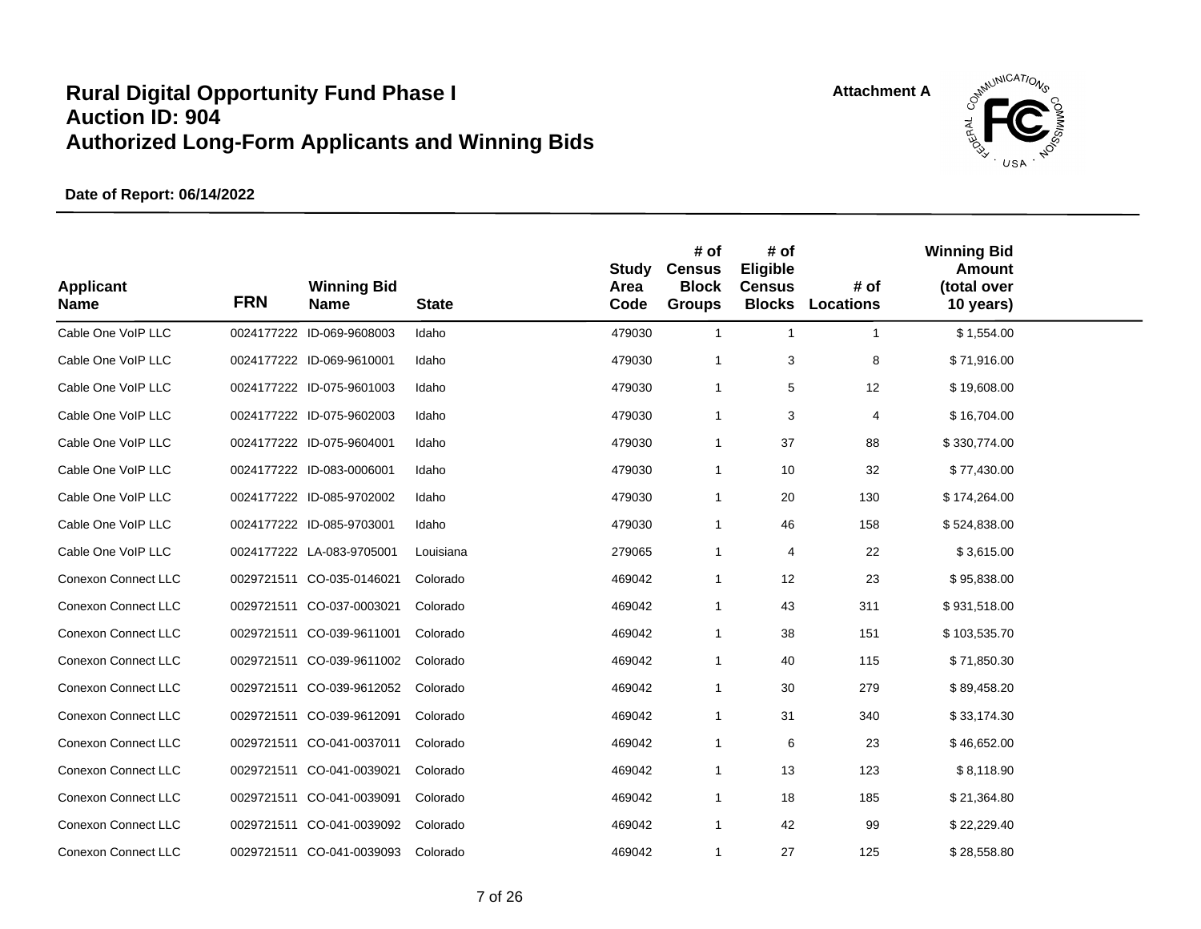# Rural Digital Opportunity Fund Phase I
# Auction ID: 904
# Authorized Long-Form Applicants and Winning Bids

**Attachment A**

**Date of Report: 06/14/2022**

| Applicant Name | FRN | Winning Bid Name | State | Study Area Code | # of Census Block Groups | # of Eligible Census Blocks | # of Locations | Winning Bid Amount (total over 10 years) |
|---|---|---|---|---|---|---|---|---|
| Cable One VoIP LLC | 0024177222 | ID-069-9608003 | Idaho | 479030 | 1 | 1 | 1 | $ 1,554.00 |
| Cable One VoIP LLC | 0024177222 | ID-069-9610001 | Idaho | 479030 | 1 | 3 | 8 | $ 71,916.00 |
| Cable One VoIP LLC | 0024177222 | ID-075-9601003 | Idaho | 479030 | 1 | 5 | 12 | $ 19,608.00 |
| Cable One VoIP LLC | 0024177222 | ID-075-9602003 | Idaho | 479030 | 1 | 3 | 4 | $ 16,704.00 |
| Cable One VoIP LLC | 0024177222 | ID-075-9604001 | Idaho | 479030 | 1 | 37 | 88 | $ 330,774.00 |
| Cable One VoIP LLC | 0024177222 | ID-083-0006001 | Idaho | 479030 | 1 | 10 | 32 | $ 77,430.00 |
| Cable One VoIP LLC | 0024177222 | ID-085-9702002 | Idaho | 479030 | 1 | 20 | 130 | $ 174,264.00 |
| Cable One VoIP LLC | 0024177222 | ID-085-9703001 | Idaho | 479030 | 1 | 46 | 158 | $ 524,838.00 |
| Cable One VoIP LLC | 0024177222 | LA-083-9705001 | Louisiana | 279065 | 1 | 4 | 22 | $ 3,615.00 |
| Conexon Connect LLC | 0029721511 | CO-035-0146021 | Colorado | 469042 | 1 | 12 | 23 | $ 95,838.00 |
| Conexon Connect LLC | 0029721511 | CO-037-0003021 | Colorado | 469042 | 1 | 43 | 311 | $ 931,518.00 |
| Conexon Connect LLC | 0029721511 | CO-039-9611001 | Colorado | 469042 | 1 | 38 | 151 | $ 103,535.70 |
| Conexon Connect LLC | 0029721511 | CO-039-9611002 | Colorado | 469042 | 1 | 40 | 115 | $ 71,850.30 |
| Conexon Connect LLC | 0029721511 | CO-039-9612052 | Colorado | 469042 | 1 | 30 | 279 | $ 89,458.20 |
| Conexon Connect LLC | 0029721511 | CO-039-9612091 | Colorado | 469042 | 1 | 31 | 340 | $ 33,174.30 |
| Conexon Connect LLC | 0029721511 | CO-041-0037011 | Colorado | 469042 | 1 | 6 | 23 | $ 46,652.00 |
| Conexon Connect LLC | 0029721511 | CO-041-0039021 | Colorado | 469042 | 1 | 13 | 123 | $ 8,118.90 |
| Conexon Connect LLC | 0029721511 | CO-041-0039091 | Colorado | 469042 | 1 | 18 | 185 | $ 21,364.80 |
| Conexon Connect LLC | 0029721511 | CO-041-0039092 | Colorado | 469042 | 1 | 42 | 99 | $ 22,229.40 |
| Conexon Connect LLC | 0029721511 | CO-041-0039093 | Colorado | 469042 | 1 | 27 | 125 | $ 28,558.80 |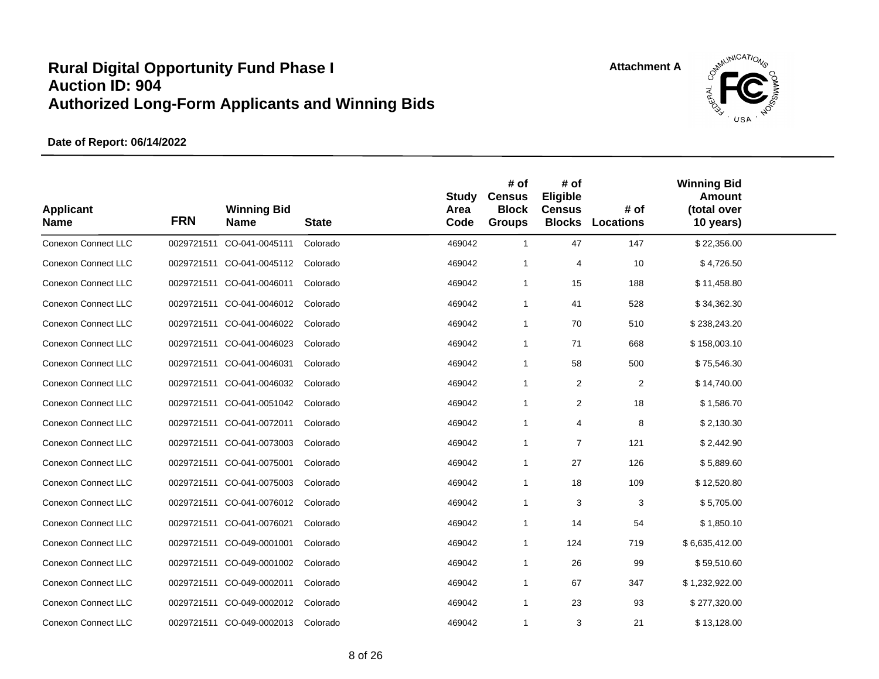# Rural Digital Opportunity Fund Phase I
# Auction ID: 904
# Authorized Long-Form Applicants and Winning Bids

Attachment A

**Date of Report: 06/14/2022**

| Applicant Name | FRN | Winning Bid Name | State | Study Area Code | # of Census Block Groups | # of Eligible Census Blocks | # of Locations | Winning Bid Amount (total over 10 years) |
|---|---|---|---|---|---|---|---|---|
| Conexon Connect LLC | 0029721511 | CO-041-0045111 | Colorado | 469042 | 1 | 47 | 147 | $ 22,356.00 |
| Conexon Connect LLC | 0029721511 | CO-041-0045112 | Colorado | 469042 | 1 | 4 | 10 | $ 4,726.50 |
| Conexon Connect LLC | 0029721511 | CO-041-0046011 | Colorado | 469042 | 1 | 15 | 188 | $ 11,458.80 |
| Conexon Connect LLC | 0029721511 | CO-041-0046012 | Colorado | 469042 | 1 | 41 | 528 | $ 34,362.30 |
| Conexon Connect LLC | 0029721511 | CO-041-0046022 | Colorado | 469042 | 1 | 70 | 510 | $ 238,243.20 |
| Conexon Connect LLC | 0029721511 | CO-041-0046023 | Colorado | 469042 | 1 | 71 | 668 | $ 158,003.10 |
| Conexon Connect LLC | 0029721511 | CO-041-0046031 | Colorado | 469042 | 1 | 58 | 500 | $ 75,546.30 |
| Conexon Connect LLC | 0029721511 | CO-041-0046032 | Colorado | 469042 | 1 | 2 | 2 | $ 14,740.00 |
| Conexon Connect LLC | 0029721511 | CO-041-0051042 | Colorado | 469042 | 1 | 2 | 18 | $ 1,586.70 |
| Conexon Connect LLC | 0029721511 | CO-041-0072011 | Colorado | 469042 | 1 | 4 | 8 | $ 2,130.30 |
| Conexon Connect LLC | 0029721511 | CO-041-0073003 | Colorado | 469042 | 1 | 7 | 121 | $ 2,442.90 |
| Conexon Connect LLC | 0029721511 | CO-041-0075001 | Colorado | 469042 | 1 | 27 | 126 | $ 5,889.60 |
| Conexon Connect LLC | 0029721511 | CO-041-0075003 | Colorado | 469042 | 1 | 18 | 109 | $ 12,520.80 |
| Conexon Connect LLC | 0029721511 | CO-041-0076012 | Colorado | 469042 | 1 | 3 | 3 | $ 5,705.00 |
| Conexon Connect LLC | 0029721511 | CO-041-0076021 | Colorado | 469042 | 1 | 14 | 54 | $ 1,850.10 |
| Conexon Connect LLC | 0029721511 | CO-049-0001001 | Colorado | 469042 | 1 | 124 | 719 | $ 6,635,412.00 |
| Conexon Connect LLC | 0029721511 | CO-049-0001002 | Colorado | 469042 | 1 | 26 | 99 | $ 59,510.60 |
| Conexon Connect LLC | 0029721511 | CO-049-0002011 | Colorado | 469042 | 1 | 67 | 347 | $ 1,232,922.00 |
| Conexon Connect LLC | 0029721511 | CO-049-0002012 | Colorado | 469042 | 1 | 23 | 93 | $ 277,320.00 |
| Conexon Connect LLC | 0029721511 | CO-049-0002013 | Colorado | 469042 | 1 | 3 | 21 | $ 13,128.00 |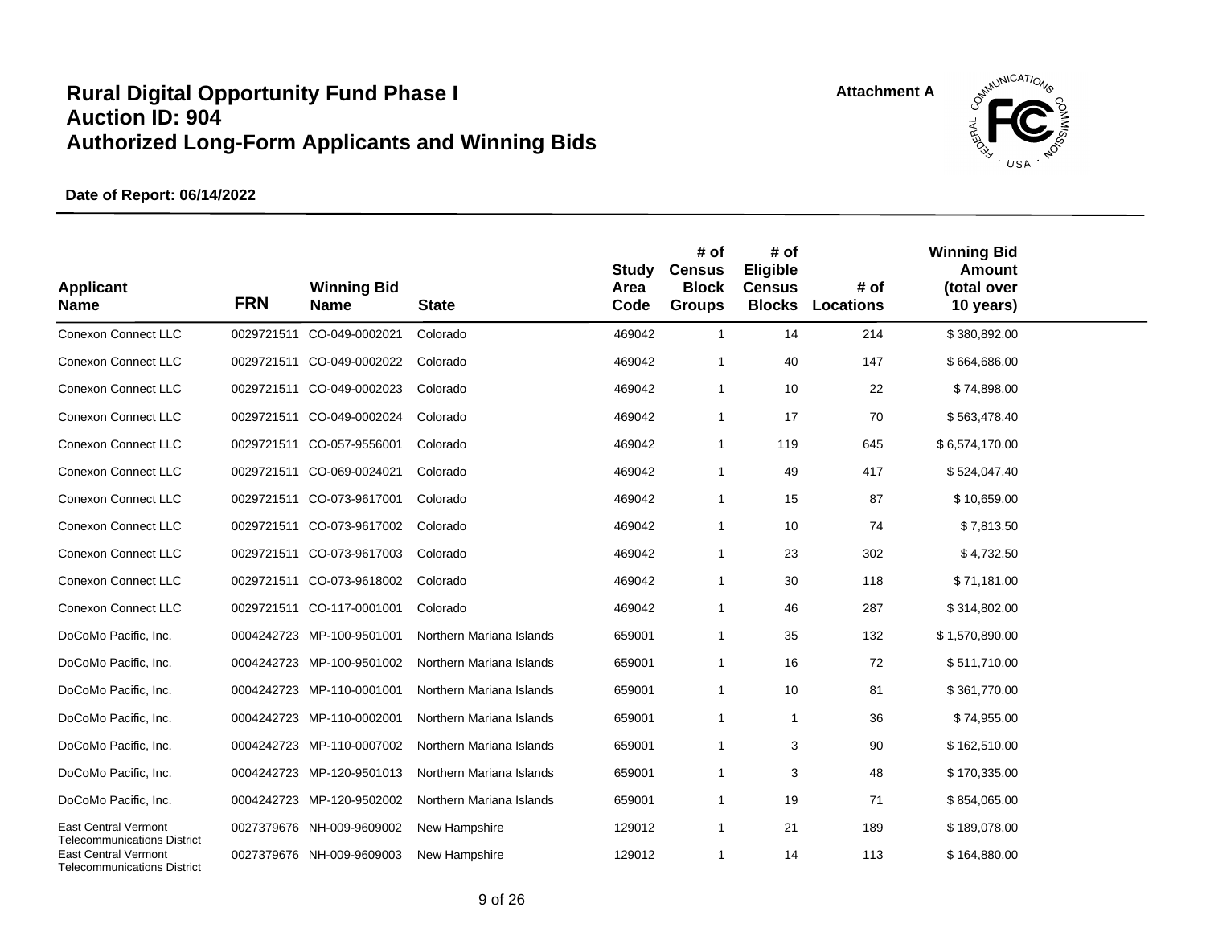# Rural Digital Opportunity Fund Phase I
# Auction ID: 904
# Authorized Long-Form Applicants and Winning Bids

Attachment A

**Date of Report: 06/14/2022**

| Applicant Name | FRN | Winning Bid Name | State | Study Area Code | # of Census Block Groups | # of Eligible Census Blocks | # of Locations | Winning Bid Amount (total over 10 years) |
|---|---|---|---|---|---|---|---|---|
| Conexon Connect LLC | 0029721511 | CO-049-0002021 | Colorado | 469042 | 1 | 14 | 214 | $ 380,892.00 |
| Conexon Connect LLC | 0029721511 | CO-049-0002022 | Colorado | 469042 | 1 | 40 | 147 | $ 664,686.00 |
| Conexon Connect LLC | 0029721511 | CO-049-0002023 | Colorado | 469042 | 1 | 10 | 22 | $ 74,898.00 |
| Conexon Connect LLC | 0029721511 | CO-049-0002024 | Colorado | 469042 | 1 | 17 | 70 | $ 563,478.40 |
| Conexon Connect LLC | 0029721511 | CO-057-9556001 | Colorado | 469042 | 1 | 119 | 645 | $ 6,574,170.00 |
| Conexon Connect LLC | 0029721511 | CO-069-0024021 | Colorado | 469042 | 1 | 49 | 417 | $ 524,047.40 |
| Conexon Connect LLC | 0029721511 | CO-073-9617001 | Colorado | 469042 | 1 | 15 | 87 | $ 10,659.00 |
| Conexon Connect LLC | 0029721511 | CO-073-9617002 | Colorado | 469042 | 1 | 10 | 74 | $ 7,813.50 |
| Conexon Connect LLC | 0029721511 | CO-073-9617003 | Colorado | 469042 | 1 | 23 | 302 | $ 4,732.50 |
| Conexon Connect LLC | 0029721511 | CO-073-9618002 | Colorado | 469042 | 1 | 30 | 118 | $ 71,181.00 |
| Conexon Connect LLC | 0029721511 | CO-117-0001001 | Colorado | 469042 | 1 | 46 | 287 | $ 314,802.00 |
| DoCoMo Pacific, Inc. | 0004242723 | MP-100-9501001 | Northern Mariana Islands | 659001 | 1 | 35 | 132 | $ 1,570,890.00 |
| DoCoMo Pacific, Inc. | 0004242723 | MP-100-9501002 | Northern Mariana Islands | 659001 | 1 | 16 | 72 | $ 511,710.00 |
| DoCoMo Pacific, Inc. | 0004242723 | MP-110-0001001 | Northern Mariana Islands | 659001 | 1 | 10 | 81 | $ 361,770.00 |
| DoCoMo Pacific, Inc. | 0004242723 | MP-110-0002001 | Northern Mariana Islands | 659001 | 1 | 1 | 36 | $ 74,955.00 |
| DoCoMo Pacific, Inc. | 0004242723 | MP-110-0007002 | Northern Mariana Islands | 659001 | 1 | 3 | 90 | $ 162,510.00 |
| DoCoMo Pacific, Inc. | 0004242723 | MP-120-9501013 | Northern Mariana Islands | 659001 | 1 | 3 | 48 | $ 170,335.00 |
| DoCoMo Pacific, Inc. | 0004242723 | MP-120-9502002 | Northern Mariana Islands | 659001 | 1 | 19 | 71 | $ 854,065.00 |
| East Central Vermont Telecommunications District | 0027379676 | NH-009-9609002 | New Hampshire | 129012 | 1 | 21 | 189 | $ 189,078.00 |
| East Central Vermont Telecommunications District | 0027379676 | NH-009-9609003 | New Hampshire | 129012 | 1 | 14 | 113 | $ 164,880.00 |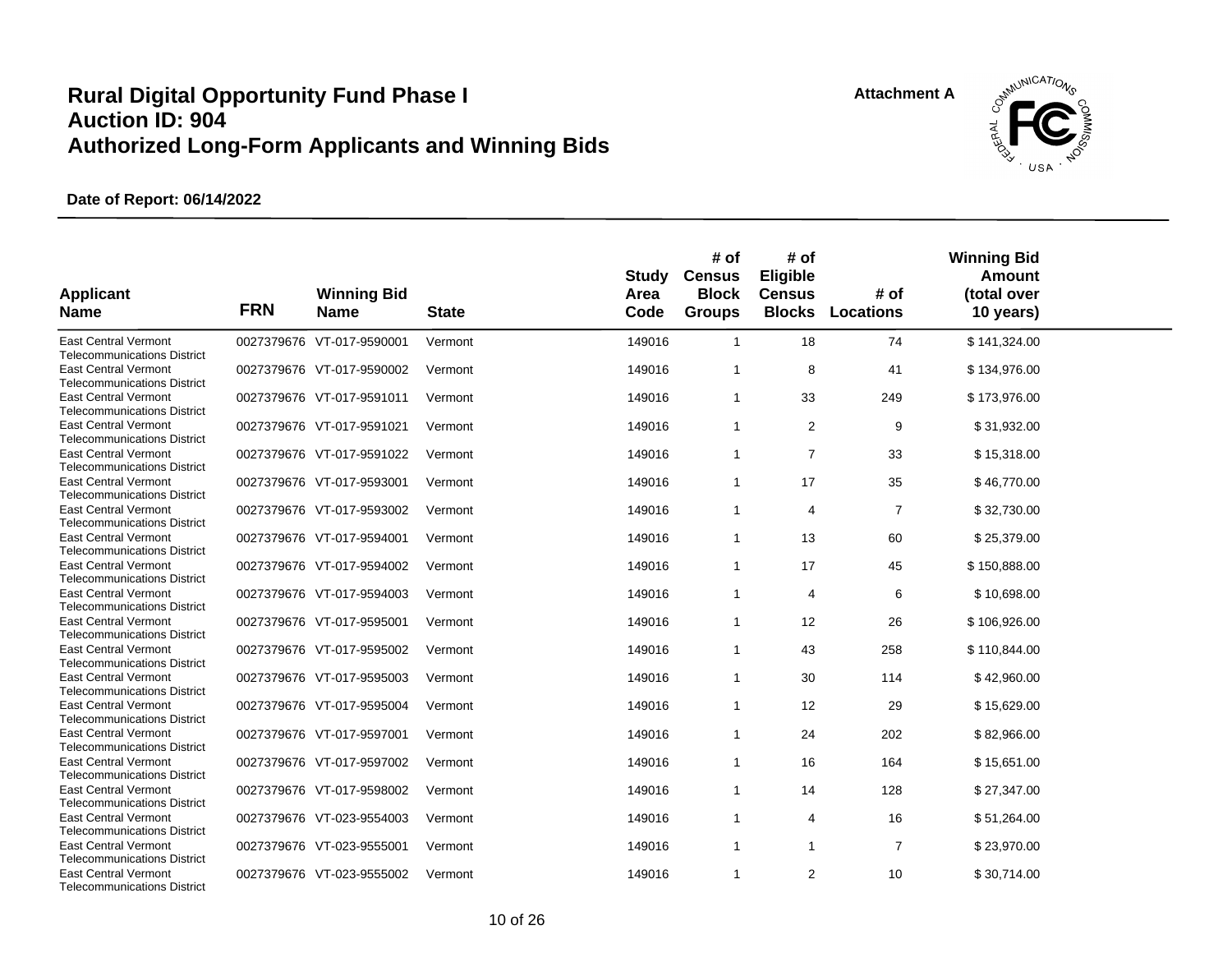# Rural Digital Opportunity Fund Phase I
# Auction ID: 904
# Authorized Long-Form Applicants and Winning Bids

Attachment A

**Date of Report: 06/14/2022**

| Applicant Name | FRN | Winning Bid Name | State | Study Area Code | # of Census Block Groups | # of Eligible Census Blocks | # of Locations | Winning Bid Amount (total over 10 years) |
|---|---|---|---|---|---|---|---|---|
| East Central Vermont Telecommunications District | 0027379676 | VT-017-9590001 | Vermont | 149016 | 1 | 18 | 74 | $ 141,324.00 |
| East Central Vermont Telecommunications District | 0027379676 | VT-017-9590002 | Vermont | 149016 | 1 | 8 | 41 | $ 134,976.00 |
| East Central Vermont Telecommunications District | 0027379676 | VT-017-9591011 | Vermont | 149016 | 1 | 33 | 249 | $ 173,976.00 |
| East Central Vermont Telecommunications District | 0027379676 | VT-017-9591021 | Vermont | 149016 | 1 | 2 | 9 | $ 31,932.00 |
| East Central Vermont Telecommunications District | 0027379676 | VT-017-9591022 | Vermont | 149016 | 1 | 7 | 33 | $ 15,318.00 |
| East Central Vermont Telecommunications District | 0027379676 | VT-017-9593001 | Vermont | 149016 | 1 | 17 | 35 | $ 46,770.00 |
| East Central Vermont Telecommunications District | 0027379676 | VT-017-9593002 | Vermont | 149016 | 1 | 4 | 7 | $ 32,730.00 |
| East Central Vermont Telecommunications District | 0027379676 | VT-017-9594001 | Vermont | 149016 | 1 | 13 | 60 | $ 25,379.00 |
| East Central Vermont Telecommunications District | 0027379676 | VT-017-9594002 | Vermont | 149016 | 1 | 17 | 45 | $ 150,888.00 |
| East Central Vermont Telecommunications District | 0027379676 | VT-017-9594003 | Vermont | 149016 | 1 | 4 | 6 | $ 10,698.00 |
| East Central Vermont Telecommunications District | 0027379676 | VT-017-9595001 | Vermont | 149016 | 1 | 12 | 26 | $ 106,926.00 |
| East Central Vermont Telecommunications District | 0027379676 | VT-017-9595002 | Vermont | 149016 | 1 | 43 | 258 | $ 110,844.00 |
| East Central Vermont Telecommunications District | 0027379676 | VT-017-9595003 | Vermont | 149016 | 1 | 30 | 114 | $ 42,960.00 |
| East Central Vermont Telecommunications District | 0027379676 | VT-017-9595004 | Vermont | 149016 | 1 | 12 | 29 | $ 15,629.00 |
| East Central Vermont Telecommunications District | 0027379676 | VT-017-9597001 | Vermont | 149016 | 1 | 24 | 202 | $ 82,966.00 |
| East Central Vermont Telecommunications District | 0027379676 | VT-017-9597002 | Vermont | 149016 | 1 | 16 | 164 | $ 15,651.00 |
| East Central Vermont Telecommunications District | 0027379676 | VT-017-9598002 | Vermont | 149016 | 1 | 14 | 128 | $ 27,347.00 |
| East Central Vermont Telecommunications District | 0027379676 | VT-023-9554003 | Vermont | 149016 | 1 | 4 | 16 | $ 51,264.00 |
| East Central Vermont Telecommunications District | 0027379676 | VT-023-9555001 | Vermont | 149016 | 1 | 1 | 7 | $ 23,970.00 |
| East Central Vermont Telecommunications District | 0027379676 | VT-023-9555002 | Vermont | 149016 | 1 | 2 | 10 | $ 30,714.00 |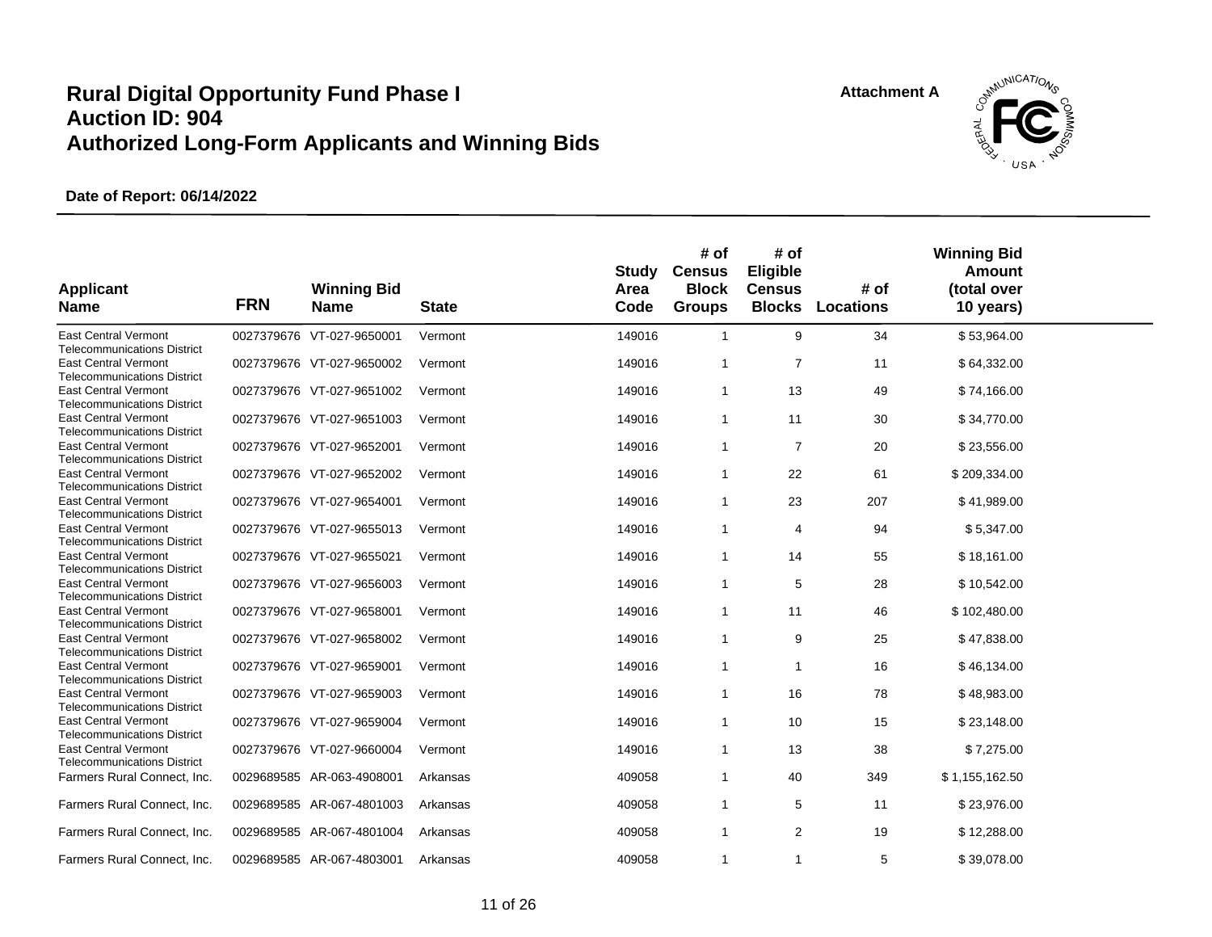# Rural Digital Opportunity Fund Phase I
# Auction ID: 904
# Authorized Long-Form Applicants and Winning Bids

Attachment A

**Date of Report: 06/14/2022**

| Applicant Name | FRN | Winning Bid Name | State | Study Area Code | # of Census Block Groups | # of Eligible Census Blocks | # of Locations | Winning Bid Amount (total over 10 years) |
|---|---|---|---|---|---|---|---|---|
| East Central Vermont Telecommunications District | 0027379676 | VT-027-9650001 | Vermont | 149016 | 1 | 9 | 34 | $ 53,964.00 |
| East Central Vermont Telecommunications District | 0027379676 | VT-027-9650002 | Vermont | 149016 | 1 | 7 | 11 | $ 64,332.00 |
| East Central Vermont Telecommunications District | 0027379676 | VT-027-9651002 | Vermont | 149016 | 1 | 13 | 49 | $ 74,166.00 |
| East Central Vermont Telecommunications District | 0027379676 | VT-027-9651003 | Vermont | 149016 | 1 | 11 | 30 | $ 34,770.00 |
| East Central Vermont Telecommunications District | 0027379676 | VT-027-9652001 | Vermont | 149016 | 1 | 7 | 20 | $ 23,556.00 |
| East Central Vermont Telecommunications District | 0027379676 | VT-027-9652002 | Vermont | 149016 | 1 | 22 | 61 | $ 209,334.00 |
| East Central Vermont Telecommunications District | 0027379676 | VT-027-9654001 | Vermont | 149016 | 1 | 23 | 207 | $ 41,989.00 |
| East Central Vermont Telecommunications District | 0027379676 | VT-027-9655013 | Vermont | 149016 | 1 | 4 | 94 | $ 5,347.00 |
| East Central Vermont Telecommunications District | 0027379676 | VT-027-9655021 | Vermont | 149016 | 1 | 14 | 55 | $ 18,161.00 |
| East Central Vermont Telecommunications District | 0027379676 | VT-027-9656003 | Vermont | 149016 | 1 | 5 | 28 | $ 10,542.00 |
| East Central Vermont Telecommunications District | 0027379676 | VT-027-9658001 | Vermont | 149016 | 1 | 11 | 46 | $ 102,480.00 |
| East Central Vermont Telecommunications District | 0027379676 | VT-027-9658002 | Vermont | 149016 | 1 | 9 | 25 | $ 47,838.00 |
| East Central Vermont Telecommunications District | 0027379676 | VT-027-9659001 | Vermont | 149016 | 1 | 1 | 16 | $ 46,134.00 |
| East Central Vermont Telecommunications District | 0027379676 | VT-027-9659003 | Vermont | 149016 | 1 | 16 | 78 | $ 48,983.00 |
| East Central Vermont Telecommunications District | 0027379676 | VT-027-9659004 | Vermont | 149016 | 1 | 10 | 15 | $ 23,148.00 |
| East Central Vermont Telecommunications District | 0027379676 | VT-027-9660004 | Vermont | 149016 | 1 | 13 | 38 | $ 7,275.00 |
| Farmers Rural Connect, Inc. | 0029689585 | AR-063-4908001 | Arkansas | 409058 | 1 | 40 | 349 | $ 1,155,162.50 |
| Farmers Rural Connect, Inc. | 0029689585 | AR-067-4801003 | Arkansas | 409058 | 1 | 5 | 11 | $ 23,976.00 |
| Farmers Rural Connect, Inc. | 0029689585 | AR-067-4801004 | Arkansas | 409058 | 1 | 2 | 19 | $ 12,288.00 |
| Farmers Rural Connect, Inc. | 0029689585 | AR-067-4803001 | Arkansas | 409058 | 1 | 1 | 5 | $ 39,078.00 |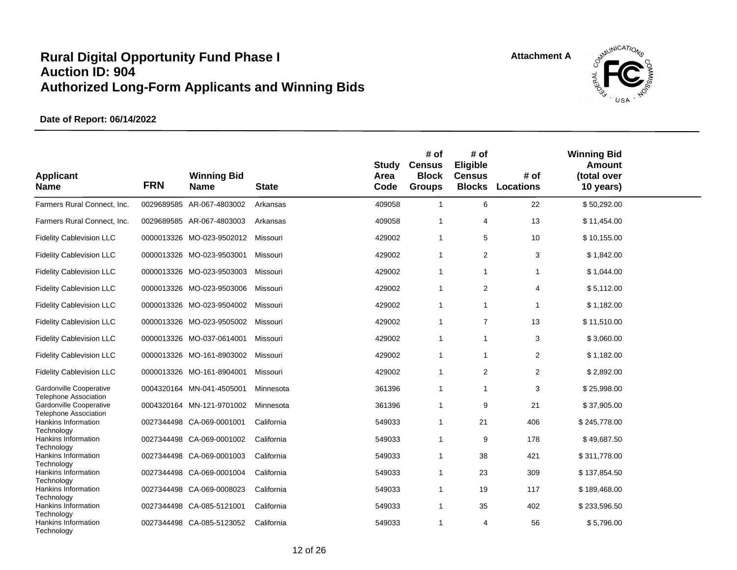# Rural Digital Opportunity Fund Phase I
# Auction ID: 904
# Authorized Long-Form Applicants and Winning Bids

Attachment A

**Date of Report: 06/14/2022**

| Applicant Name | FRN | Winning Bid Name | State | Study Area Code | # of Census Block Groups | # of Eligible Census Blocks | # of Locations | Winning Bid Amount (total over 10 years) |
|---|---|---|---|---|---|---|---|---|
| Farmers Rural Connect, Inc. | 0029689585 | AR-067-4803002 | Arkansas | 409058 | 1 | 6 | 22 | $ 50,292.00 |
| Farmers Rural Connect, Inc. | 0029689585 | AR-067-4803003 | Arkansas | 409058 | 1 | 4 | 13 | $ 11,454.00 |
| Fidelity Cablevision LLC | 0000013326 | MO-023-9502012 | Missouri | 429002 | 1 | 5 | 10 | $ 10,155.00 |
| Fidelity Cablevision LLC | 0000013326 | MO-023-9503001 | Missouri | 429002 | 1 | 2 | 3 | $ 1,842.00 |
| Fidelity Cablevision LLC | 0000013326 | MO-023-9503003 | Missouri | 429002 | 1 | 1 | 1 | $ 1,044.00 |
| Fidelity Cablevision LLC | 0000013326 | MO-023-9503006 | Missouri | 429002 | 1 | 2 | 4 | $ 5,112.00 |
| Fidelity Cablevision LLC | 0000013326 | MO-023-9504002 | Missouri | 429002 | 1 | 1 | 1 | $ 1,182.00 |
| Fidelity Cablevision LLC | 0000013326 | MO-023-9505002 | Missouri | 429002 | 1 | 7 | 13 | $ 11,510.00 |
| Fidelity Cablevision LLC | 0000013326 | MO-037-0614001 | Missouri | 429002 | 1 | 1 | 3 | $ 3,060.00 |
| Fidelity Cablevision LLC | 0000013326 | MO-161-8903002 | Missouri | 429002 | 1 | 1 | 2 | $ 1,182.00 |
| Fidelity Cablevision LLC | 0000013326 | MO-161-8904001 | Missouri | 429002 | 1 | 2 | 2 | $ 2,892.00 |
| Gardonville Cooperative Telephone Association | 0004320164 | MN-041-4505001 | Minnesota | 361396 | 1 | 1 | 3 | $ 25,998.00 |
| Gardonville Cooperative Telephone Association | 0004320164 | MN-121-9701002 | Minnesota | 361396 | 1 | 9 | 21 | $ 37,905.00 |
| Hankins Information Technology | 0027344498 | CA-069-0001001 | California | 549033 | 1 | 21 | 406 | $ 245,778.00 |
| Hankins Information Technology | 0027344498 | CA-069-0001002 | California | 549033 | 1 | 9 | 178 | $ 49,687.50 |
| Hankins Information Technology | 0027344498 | CA-069-0001003 | California | 549033 | 1 | 38 | 421 | $ 311,778.00 |
| Hankins Information Technology | 0027344498 | CA-069-0001004 | California | 549033 | 1 | 23 | 309 | $ 137,854.50 |
| Hankins Information Technology | 0027344498 | CA-069-0008023 | California | 549033 | 1 | 19 | 117 | $ 189,468.00 |
| Hankins Information Technology | 0027344498 | CA-085-5121001 | California | 549033 | 1 | 35 | 402 | $ 233,596.50 |
| Hankins Information Technology | 0027344498 | CA-085-5123052 | California | 549033 | 1 | 4 | 56 | $ 5,796.00 |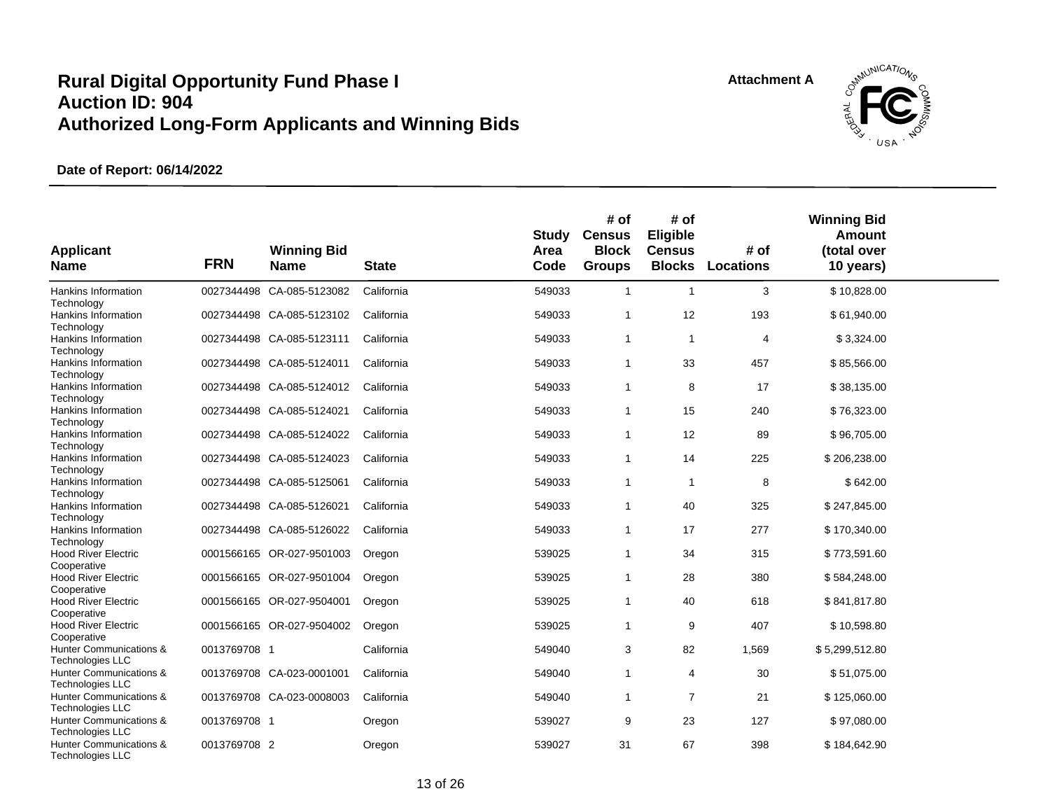# Rural Digital Opportunity Fund Phase I
# Auction ID: 904
# Authorized Long-Form Applicants and Winning Bids

**Attachment A**

**Date of Report: 06/14/2022**

| Applicant Name | FRN | Winning Bid Name | State | Study Area Code | # of Census Block Groups | # of Eligible Census Blocks | # of Locations | Winning Bid Amount (total over 10 years) |
|---|---|---|---|---|---|---|---|---|
| Hankins Information Technology | 0027344498 | CA-085-5123082 | California | 549033 | 1 | 1 | 3 | $ 10,828.00 |
| Hankins Information Technology | 0027344498 | CA-085-5123102 | California | 549033 | 1 | 12 | 193 | $ 61,940.00 |
| Hankins Information Technology | 0027344498 | CA-085-5123111 | California | 549033 | 1 | 1 | 4 | $ 3,324.00 |
| Hankins Information Technology | 0027344498 | CA-085-5124011 | California | 549033 | 1 | 33 | 457 | $ 85,566.00 |
| Hankins Information Technology | 0027344498 | CA-085-5124012 | California | 549033 | 1 | 8 | 17 | $ 38,135.00 |
| Hankins Information Technology | 0027344498 | CA-085-5124021 | California | 549033 | 1 | 15 | 240 | $ 76,323.00 |
| Hankins Information Technology | 0027344498 | CA-085-5124022 | California | 549033 | 1 | 12 | 89 | $ 96,705.00 |
| Hankins Information Technology | 0027344498 | CA-085-5124023 | California | 549033 | 1 | 14 | 225 | $ 206,238.00 |
| Hankins Information Technology | 0027344498 | CA-085-5125061 | California | 549033 | 1 | 1 | 8 | $ 642.00 |
| Hankins Information Technology | 0027344498 | CA-085-5126021 | California | 549033 | 1 | 40 | 325 | $ 247,845.00 |
| Hankins Information Technology | 0027344498 | CA-085-5126022 | California | 549033 | 1 | 17 | 277 | $ 170,340.00 |
| Hood River Electric Cooperative | 0001566165 | OR-027-9501003 | Oregon | 539025 | 1 | 34 | 315 | $ 773,591.60 |
| Hood River Electric Cooperative | 0001566165 | OR-027-9501004 | Oregon | 539025 | 1 | 28 | 380 | $ 584,248.00 |
| Hood River Electric Cooperative | 0001566165 | OR-027-9504001 | Oregon | 539025 | 1 | 40 | 618 | $ 841,817.80 |
| Hood River Electric Cooperative | 0001566165 | OR-027-9504002 | Oregon | 539025 | 1 | 9 | 407 | $ 10,598.80 |
| Hunter Communications & Technologies LLC | 0013769708 | 1 | California | 549040 | 3 | 82 | 1,569 | $ 5,299,512.80 |
| Hunter Communications & Technologies LLC | 0013769708 | CA-023-0001001 | California | 549040 | 1 | 4 | 30 | $ 51,075.00 |
| Hunter Communications & Technologies LLC | 0013769708 | CA-023-0008003 | California | 549040 | 1 | 7 | 21 | $ 125,060.00 |
| Hunter Communications & Technologies LLC | 0013769708 | 1 | Oregon | 539027 | 9 | 23 | 127 | $ 97,080.00 |
| Hunter Communications & Technologies LLC | 0013769708 | 2 | Oregon | 539027 | 31 | 67 | 398 | $ 184,642.90 |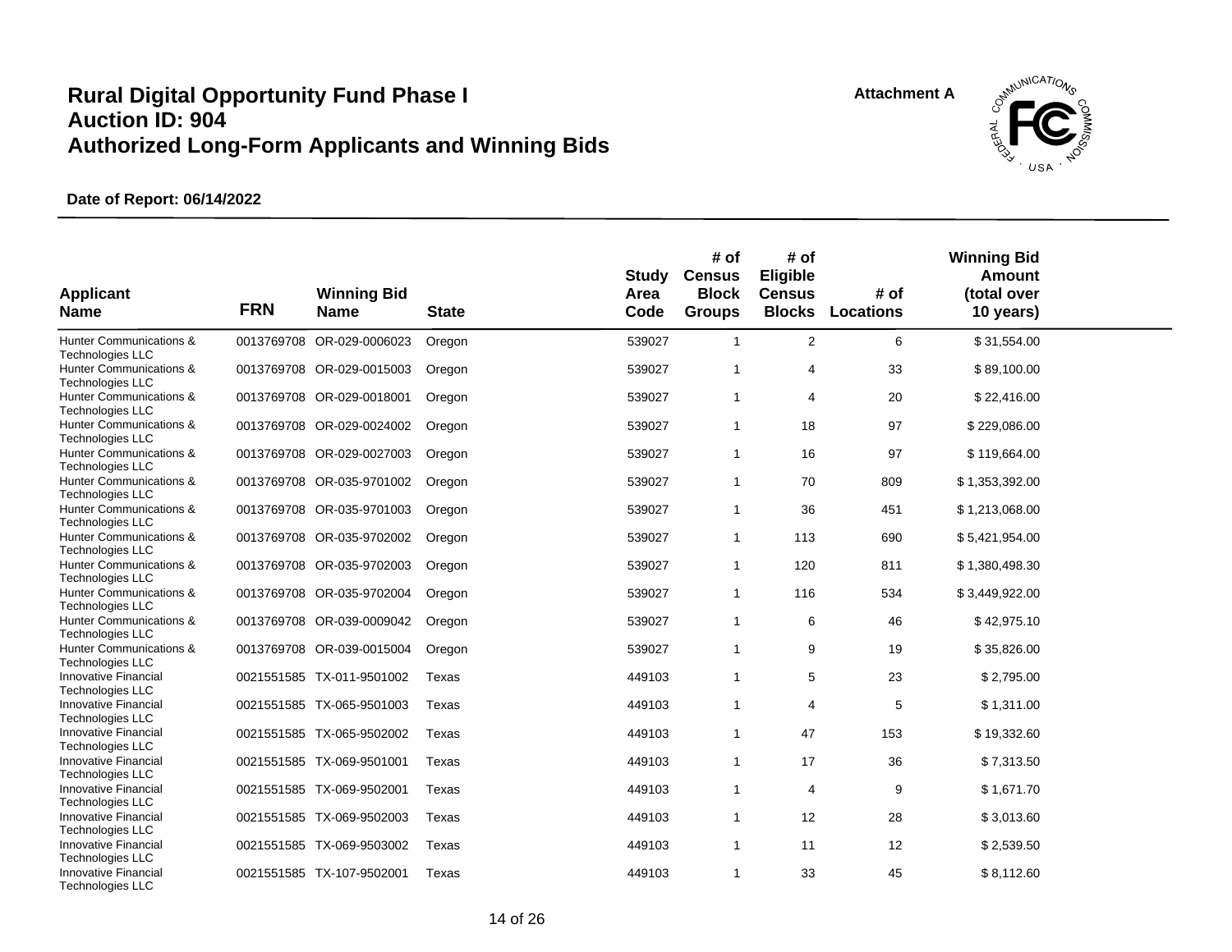# Rural Digital Opportunity Fund Phase I
# Auction ID: 904
# Authorized Long-Form Applicants and Winning Bids

Attachment A

**Date of Report: 06/14/2022**

| Applicant Name | FRN | Winning Bid Name | State | Study Area Code | # of Census Block Groups | # of Eligible Census Blocks | # of Locations | Winning Bid Amount (total over 10 years) |
|---|---|---|---|---|---|---|---|---|
| Hunter Communications & Technologies LLC | 0013769708 | OR-029-0006023 | Oregon | 539027 | 1 | 2 | 6 | $ 31,554.00 |
| Hunter Communications & Technologies LLC | 0013769708 | OR-029-0015003 | Oregon | 539027 | 1 | 4 | 33 | $ 89,100.00 |
| Hunter Communications & Technologies LLC | 0013769708 | OR-029-0018001 | Oregon | 539027 | 1 | 4 | 20 | $ 22,416.00 |
| Hunter Communications & Technologies LLC | 0013769708 | OR-029-0024002 | Oregon | 539027 | 1 | 18 | 97 | $ 229,086.00 |
| Hunter Communications & Technologies LLC | 0013769708 | OR-029-0027003 | Oregon | 539027 | 1 | 16 | 97 | $ 119,664.00 |
| Hunter Communications & Technologies LLC | 0013769708 | OR-035-9701002 | Oregon | 539027 | 1 | 70 | 809 | $ 1,353,392.00 |
| Hunter Communications & Technologies LLC | 0013769708 | OR-035-9701003 | Oregon | 539027 | 1 | 36 | 451 | $ 1,213,068.00 |
| Hunter Communications & Technologies LLC | 0013769708 | OR-035-9702002 | Oregon | 539027 | 1 | 113 | 690 | $ 5,421,954.00 |
| Hunter Communications & Technologies LLC | 0013769708 | OR-035-9702003 | Oregon | 539027 | 1 | 120 | 811 | $ 1,380,498.30 |
| Hunter Communications & Technologies LLC | 0013769708 | OR-035-9702004 | Oregon | 539027 | 1 | 116 | 534 | $ 3,449,922.00 |
| Hunter Communications & Technologies LLC | 0013769708 | OR-039-0009042 | Oregon | 539027 | 1 | 6 | 46 | $ 42,975.10 |
| Hunter Communications & Technologies LLC | 0013769708 | OR-039-0015004 | Oregon | 539027 | 1 | 9 | 19 | $ 35,826.00 |
| Innovative Financial Technologies LLC | 0021551585 | TX-011-9501002 | Texas | 449103 | 1 | 5 | 23 | $ 2,795.00 |
| Innovative Financial Technologies LLC | 0021551585 | TX-065-9501003 | Texas | 449103 | 1 | 4 | 5 | $ 1,311.00 |
| Innovative Financial Technologies LLC | 0021551585 | TX-065-9502002 | Texas | 449103 | 1 | 47 | 153 | $ 19,332.60 |
| Innovative Financial Technologies LLC | 0021551585 | TX-069-9501001 | Texas | 449103 | 1 | 17 | 36 | $ 7,313.50 |
| Innovative Financial Technologies LLC | 0021551585 | TX-069-9502001 | Texas | 449103 | 1 | 4 | 9 | $ 1,671.70 |
| Innovative Financial Technologies LLC | 0021551585 | TX-069-9502003 | Texas | 449103 | 1 | 12 | 28 | $ 3,013.60 |
| Innovative Financial Technologies LLC | 0021551585 | TX-069-9503002 | Texas | 449103 | 1 | 11 | 12 | $ 2,539.50 |
| Innovative Financial Technologies LLC | 0021551585 | TX-107-9502001 | Texas | 449103 | 1 | 33 | 45 | $ 8,112.60 |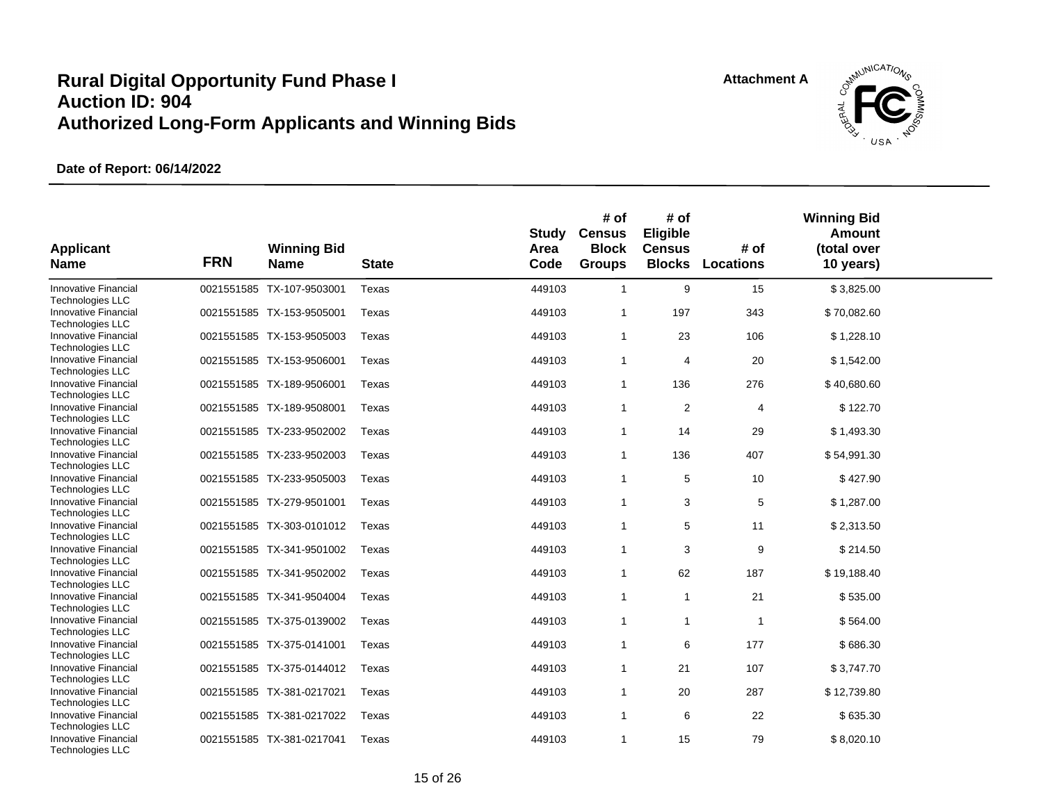# Rural Digital Opportunity Fund Phase I
# Auction ID: 904
# Authorized Long-Form Applicants and Winning Bids

Attachment A

**Date of Report: 06/14/2022**

| Applicant Name | FRN | Winning Bid Name | State | Study Area Code | # of Census Block Groups | # of Eligible Census Blocks | # of Locations | Winning Bid Amount (total over 10 years) |
|---|---|---|---|---|---|---|---|---|
| Innovative Financial Technologies LLC | 0021551585 | TX-107-9503001 | Texas | 449103 | 1 | 9 | 15 | $ 3,825.00 |
| Innovative Financial Technologies LLC | 0021551585 | TX-153-9505001 | Texas | 449103 | 1 | 197 | 343 | $ 70,082.60 |
| Innovative Financial Technologies LLC | 0021551585 | TX-153-9505003 | Texas | 449103 | 1 | 23 | 106 | $ 1,228.10 |
| Innovative Financial Technologies LLC | 0021551585 | TX-153-9506001 | Texas | 449103 | 1 | 4 | 20 | $ 1,542.00 |
| Innovative Financial Technologies LLC | 0021551585 | TX-189-9506001 | Texas | 449103 | 1 | 136 | 276 | $ 40,680.60 |
| Innovative Financial Technologies LLC | 0021551585 | TX-189-9508001 | Texas | 449103 | 1 | 2 | 4 | $ 122.70 |
| Innovative Financial Technologies LLC | 0021551585 | TX-233-9502002 | Texas | 449103 | 1 | 14 | 29 | $ 1,493.30 |
| Innovative Financial Technologies LLC | 0021551585 | TX-233-9502003 | Texas | 449103 | 1 | 136 | 407 | $ 54,991.30 |
| Innovative Financial Technologies LLC | 0021551585 | TX-233-9505003 | Texas | 449103 | 1 | 5 | 10 | $ 427.90 |
| Innovative Financial Technologies LLC | 0021551585 | TX-279-9501001 | Texas | 449103 | 1 | 3 | 5 | $ 1,287.00 |
| Innovative Financial Technologies LLC | 0021551585 | TX-303-0101012 | Texas | 449103 | 1 | 5 | 11 | $ 2,313.50 |
| Innovative Financial Technologies LLC | 0021551585 | TX-341-9501002 | Texas | 449103 | 1 | 3 | 9 | $ 214.50 |
| Innovative Financial Technologies LLC | 0021551585 | TX-341-9502002 | Texas | 449103 | 1 | 62 | 187 | $ 19,188.40 |
| Innovative Financial Technologies LLC | 0021551585 | TX-341-9504004 | Texas | 449103 | 1 | 1 | 21 | $ 535.00 |
| Innovative Financial Technologies LLC | 0021551585 | TX-375-0139002 | Texas | 449103 | 1 | 1 | 1 | $ 564.00 |
| Innovative Financial Technologies LLC | 0021551585 | TX-375-0141001 | Texas | 449103 | 1 | 6 | 177 | $ 686.30 |
| Innovative Financial Technologies LLC | 0021551585 | TX-375-0144012 | Texas | 449103 | 1 | 21 | 107 | $ 3,747.70 |
| Innovative Financial Technologies LLC | 0021551585 | TX-381-0217021 | Texas | 449103 | 1 | 20 | 287 | $ 12,739.80 |
| Innovative Financial Technologies LLC | 0021551585 | TX-381-0217022 | Texas | 449103 | 1 | 6 | 22 | $ 635.30 |
| Innovative Financial Technologies LLC | 0021551585 | TX-381-0217041 | Texas | 449103 | 1 | 15 | 79 | $ 8,020.10 |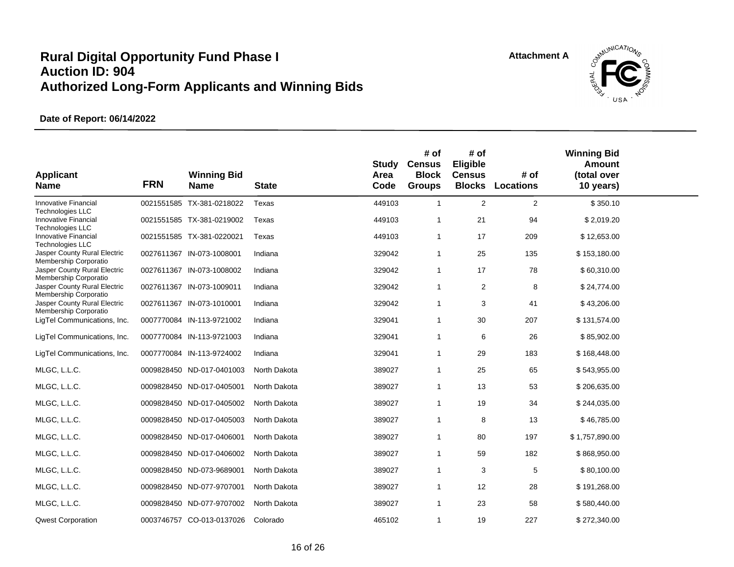# Rural Digital Opportunity Fund Phase I
# Auction ID: 904
# Authorized Long-Form Applicants and Winning Bids

Attachment A

**Date of Report: 06/14/2022**

| Applicant Name | FRN | Winning Bid Name | State | Study Area Code | # of Census Block Groups | # of Eligible Census Blocks | # of Locations | Winning Bid Amount (total over 10 years) |
|---|---|---|---|---|---|---|---|---|
| Innovative Financial Technologies LLC | 0021551585 | TX-381-0218022 | Texas | 449103 | 1 | 2 | 2 | $ 350.10 |
| Innovative Financial Technologies LLC | 0021551585 | TX-381-0219002 | Texas | 449103 | 1 | 21 | 94 | $ 2,019.20 |
| Innovative Financial Technologies LLC | 0021551585 | TX-381-0220021 | Texas | 449103 | 1 | 17 | 209 | $ 12,653.00 |
| Jasper County Rural Electric Membership Corporatio | 0027611367 | IN-073-1008001 | Indiana | 329042 | 1 | 25 | 135 | $ 153,180.00 |
| Jasper County Rural Electric Membership Corporatio | 0027611367 | IN-073-1008002 | Indiana | 329042 | 1 | 17 | 78 | $ 60,310.00 |
| Jasper County Rural Electric Membership Corporatio | 0027611367 | IN-073-1009011 | Indiana | 329042 | 1 | 2 | 8 | $ 24,774.00 |
| Jasper County Rural Electric Membership Corporatio | 0027611367 | IN-073-1010001 | Indiana | 329042 | 1 | 3 | 41 | $ 43,206.00 |
| LigTel Communications, Inc. | 0007770084 | IN-113-9721002 | Indiana | 329041 | 1 | 30 | 207 | $ 131,574.00 |
| LigTel Communications, Inc. | 0007770084 | IN-113-9721003 | Indiana | 329041 | 1 | 6 | 26 | $ 85,902.00 |
| LigTel Communications, Inc. | 0007770084 | IN-113-9724002 | Indiana | 329041 | 1 | 29 | 183 | $ 168,448.00 |
| MLGC, L.L.C. | 0009828450 | ND-017-0401003 | North Dakota | 389027 | 1 | 25 | 65 | $ 543,955.00 |
| MLGC, L.L.C. | 0009828450 | ND-017-0405001 | North Dakota | 389027 | 1 | 13 | 53 | $ 206,635.00 |
| MLGC, L.L.C. | 0009828450 | ND-017-0405002 | North Dakota | 389027 | 1 | 19 | 34 | $ 244,035.00 |
| MLGC, L.L.C. | 0009828450 | ND-017-0405003 | North Dakota | 389027 | 1 | 8 | 13 | $ 46,785.00 |
| MLGC, L.L.C. | 0009828450 | ND-017-0406001 | North Dakota | 389027 | 1 | 80 | 197 | $ 1,757,890.00 |
| MLGC, L.L.C. | 0009828450 | ND-017-0406002 | North Dakota | 389027 | 1 | 59 | 182 | $ 868,950.00 |
| MLGC, L.L.C. | 0009828450 | ND-073-9689001 | North Dakota | 389027 | 1 | 3 | 5 | $ 80,100.00 |
| MLGC, L.L.C. | 0009828450 | ND-077-9707001 | North Dakota | 389027 | 1 | 12 | 28 | $ 191,268.00 |
| MLGC, L.L.C. | 0009828450 | ND-077-9707002 | North Dakota | 389027 | 1 | 23 | 58 | $ 580,440.00 |
| Qwest Corporation | 0003746757 | CO-013-0137026 | Colorado | 465102 | 1 | 19 | 227 | $ 272,340.00 |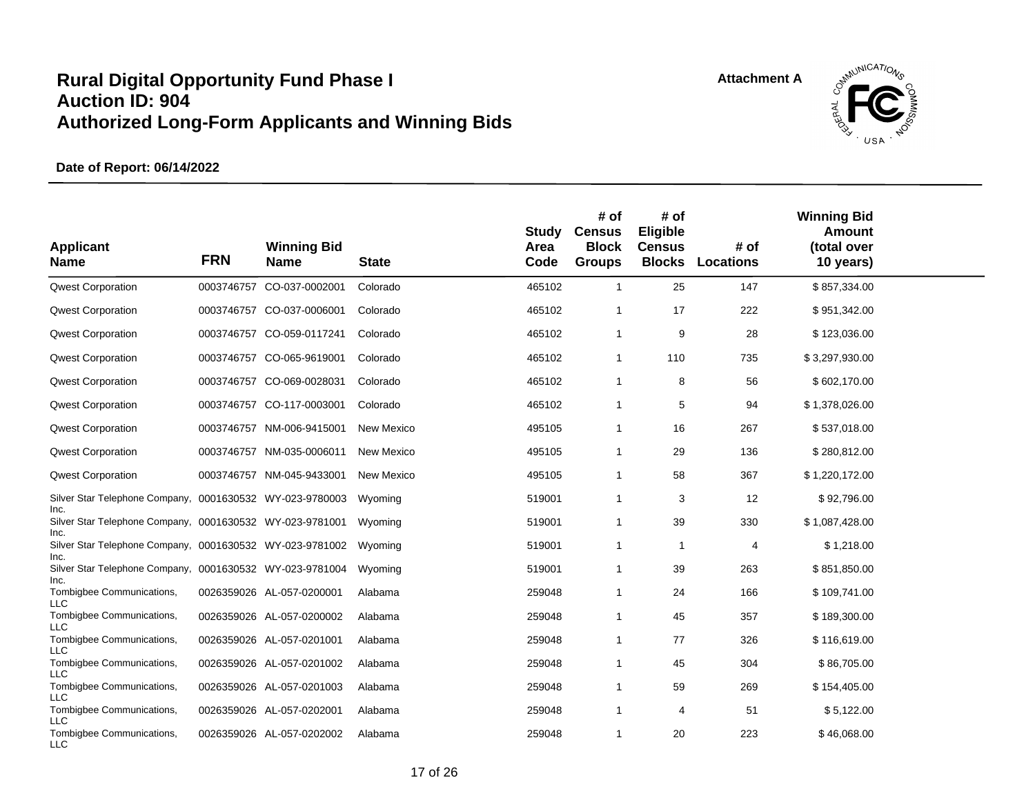# Rural Digital Opportunity Fund Phase I
# Auction ID: 904
# Authorized Long-Form Applicants and Winning Bids

**Attachment A**

**Date of Report: 06/14/2022**

| Applicant Name | FRN | Winning Bid Name | State | Study Area Code | # of Census Block Groups | # of Eligible Census Blocks | # of Locations | Winning Bid Amount (total over 10 years) |
|---|---|---|---|---|---|---|---|---|
| Qwest Corporation | 0003746757 | CO-037-0002001 | Colorado | 465102 | 1 | 25 | 147 | $ 857,334.00 |
| Qwest Corporation | 0003746757 | CO-037-0006001 | Colorado | 465102 | 1 | 17 | 222 | $ 951,342.00 |
| Qwest Corporation | 0003746757 | CO-059-0117241 | Colorado | 465102 | 1 | 9 | 28 | $ 123,036.00 |
| Qwest Corporation | 0003746757 | CO-065-9619001 | Colorado | 465102 | 1 | 110 | 735 | $ 3,297,930.00 |
| Qwest Corporation | 0003746757 | CO-069-0028031 | Colorado | 465102 | 1 | 8 | 56 | $ 602,170.00 |
| Qwest Corporation | 0003746757 | CO-117-0003001 | Colorado | 465102 | 1 | 5 | 94 | $ 1,378,026.00 |
| Qwest Corporation | 0003746757 | NM-006-9415001 | New Mexico | 495105 | 1 | 16 | 267 | $ 537,018.00 |
| Qwest Corporation | 0003746757 | NM-035-0006011 | New Mexico | 495105 | 1 | 29 | 136 | $ 280,812.00 |
| Qwest Corporation | 0003746757 | NM-045-9433001 | New Mexico | 495105 | 1 | 58 | 367 | $ 1,220,172.00 |
| Silver Star Telephone Company, Inc. | 0001630532 | WY-023-9780003 | Wyoming | 519001 | 1 | 3 | 12 | $ 92,796.00 |
| Silver Star Telephone Company, Inc. | 0001630532 | WY-023-9781001 | Wyoming | 519001 | 1 | 39 | 330 | $ 1,087,428.00 |
| Silver Star Telephone Company, Inc. | 0001630532 | WY-023-9781002 | Wyoming | 519001 | 1 | 1 | 4 | $ 1,218.00 |
| Silver Star Telephone Company, Inc. | 0001630532 | WY-023-9781004 | Wyoming | 519001 | 1 | 39 | 263 | $ 851,850.00 |
| Tombigbee Communications, LLC | 0026359026 | AL-057-0200001 | Alabama | 259048 | 1 | 24 | 166 | $ 109,741.00 |
| Tombigbee Communications, LLC | 0026359026 | AL-057-0200002 | Alabama | 259048 | 1 | 45 | 357 | $ 189,300.00 |
| Tombigbee Communications, LLC | 0026359026 | AL-057-0201001 | Alabama | 259048 | 1 | 77 | 326 | $ 116,619.00 |
| Tombigbee Communications, LLC | 0026359026 | AL-057-0201002 | Alabama | 259048 | 1 | 45 | 304 | $ 86,705.00 |
| Tombigbee Communications, LLC | 0026359026 | AL-057-0201003 | Alabama | 259048 | 1 | 59 | 269 | $ 154,405.00 |
| Tombigbee Communications, LLC | 0026359026 | AL-057-0202001 | Alabama | 259048 | 1 | 4 | 51 | $ 5,122.00 |
| Tombigbee Communications, LLC | 0026359026 | AL-057-0202002 | Alabama | 259048 | 1 | 20 | 223 | $ 46,068.00 |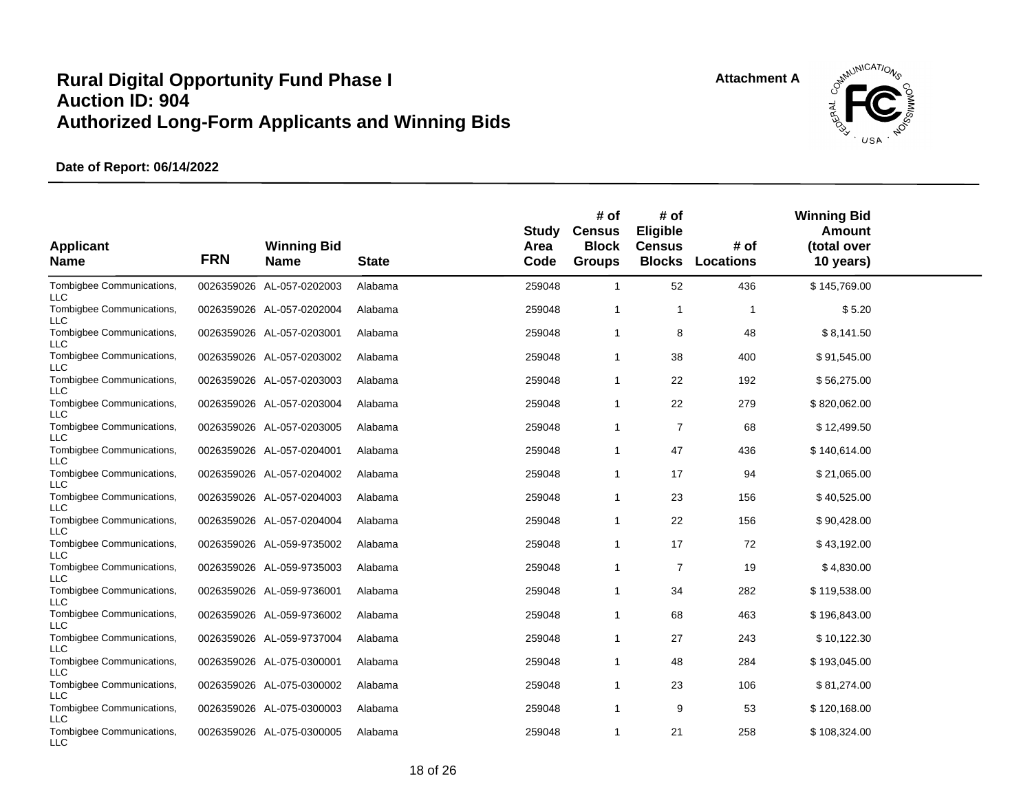# Rural Digital Opportunity Fund Phase I
# Auction ID: 904
# Authorized Long-Form Applicants and Winning Bids

Attachment A

**Date of Report: 06/14/2022**

| Applicant Name | FRN | Winning Bid Name | State | Study Area Code | # of Census Block Groups | # of Eligible Census Blocks | # of Locations | Winning Bid Amount (total over 10 years) |
|---|---|---|---|---|---|---|---|---|
| Tombigbee Communications, LLC | 0026359026 | AL-057-0202003 | Alabama | 259048 | 1 | 52 | 436 | $ 145,769.00 |
| Tombigbee Communications, LLC | 0026359026 | AL-057-0202004 | Alabama | 259048 | 1 | 1 | 1 | $ 5.20 |
| Tombigbee Communications, LLC | 0026359026 | AL-057-0203001 | Alabama | 259048 | 1 | 8 | 48 | $ 8,141.50 |
| Tombigbee Communications, LLC | 0026359026 | AL-057-0203002 | Alabama | 259048 | 1 | 38 | 400 | $ 91,545.00 |
| Tombigbee Communications, LLC | 0026359026 | AL-057-0203003 | Alabama | 259048 | 1 | 22 | 192 | $ 56,275.00 |
| Tombigbee Communications, LLC | 0026359026 | AL-057-0203004 | Alabama | 259048 | 1 | 22 | 279 | $ 820,062.00 |
| Tombigbee Communications, LLC | 0026359026 | AL-057-0203005 | Alabama | 259048 | 1 | 7 | 68 | $ 12,499.50 |
| Tombigbee Communications, LLC | 0026359026 | AL-057-0204001 | Alabama | 259048 | 1 | 47 | 436 | $ 140,614.00 |
| Tombigbee Communications, LLC | 0026359026 | AL-057-0204002 | Alabama | 259048 | 1 | 17 | 94 | $ 21,065.00 |
| Tombigbee Communications, LLC | 0026359026 | AL-057-0204003 | Alabama | 259048 | 1 | 23 | 156 | $ 40,525.00 |
| Tombigbee Communications, LLC | 0026359026 | AL-057-0204004 | Alabama | 259048 | 1 | 22 | 156 | $ 90,428.00 |
| Tombigbee Communications, LLC | 0026359026 | AL-059-9735002 | Alabama | 259048 | 1 | 17 | 72 | $ 43,192.00 |
| Tombigbee Communications, LLC | 0026359026 | AL-059-9735003 | Alabama | 259048 | 1 | 7 | 19 | $ 4,830.00 |
| Tombigbee Communications, LLC | 0026359026 | AL-059-9736001 | Alabama | 259048 | 1 | 34 | 282 | $ 119,538.00 |
| Tombigbee Communications, LLC | 0026359026 | AL-059-9736002 | Alabama | 259048 | 1 | 68 | 463 | $ 196,843.00 |
| Tombigbee Communications, LLC | 0026359026 | AL-059-9737004 | Alabama | 259048 | 1 | 27 | 243 | $ 10,122.30 |
| Tombigbee Communications, LLC | 0026359026 | AL-075-0300001 | Alabama | 259048 | 1 | 48 | 284 | $ 193,045.00 |
| Tombigbee Communications, LLC | 0026359026 | AL-075-0300002 | Alabama | 259048 | 1 | 23 | 106 | $ 81,274.00 |
| Tombigbee Communications, LLC | 0026359026 | AL-075-0300003 | Alabama | 259048 | 1 | 9 | 53 | $ 120,168.00 |
| Tombigbee Communications, LLC | 0026359026 | AL-075-0300005 | Alabama | 259048 | 1 | 21 | 258 | $ 108,324.00 |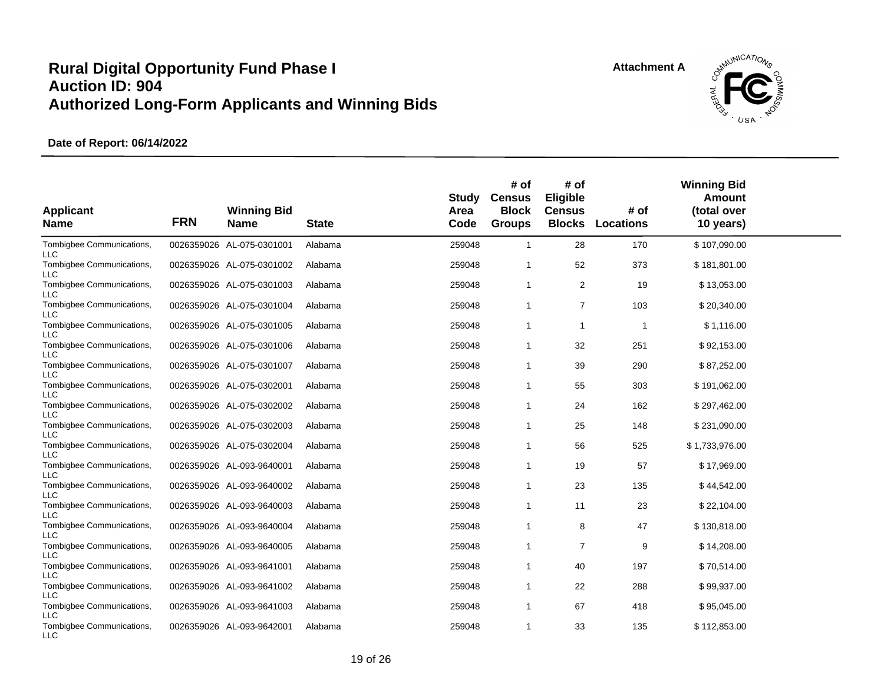# Rural Digital Opportunity Fund Phase I
# Auction ID: 904
# Authorized Long-Form Applicants and Winning Bids

Attachment A

**Date of Report: 06/14/2022**

| Applicant Name | FRN | Winning Bid Name | State | Study Area Code | # of Census Block Groups | # of Eligible Census Blocks | # of Locations | Winning Bid Amount (total over 10 years) |
|---|---|---|---|---|---|---|---|---|
| Tombigbee Communications, LLC | 0026359026 | AL-075-0301001 | Alabama | 259048 | 1 | 28 | 170 | $ 107,090.00 |
| Tombigbee Communications, LLC | 0026359026 | AL-075-0301002 | Alabama | 259048 | 1 | 52 | 373 | $ 181,801.00 |
| Tombigbee Communications, LLC | 0026359026 | AL-075-0301003 | Alabama | 259048 | 1 | 2 | 19 | $ 13,053.00 |
| Tombigbee Communications, LLC | 0026359026 | AL-075-0301004 | Alabama | 259048 | 1 | 7 | 103 | $ 20,340.00 |
| Tombigbee Communications, LLC | 0026359026 | AL-075-0301005 | Alabama | 259048 | 1 | 1 | 1 | $ 1,116.00 |
| Tombigbee Communications, LLC | 0026359026 | AL-075-0301006 | Alabama | 259048 | 1 | 32 | 251 | $ 92,153.00 |
| Tombigbee Communications, LLC | 0026359026 | AL-075-0301007 | Alabama | 259048 | 1 | 39 | 290 | $ 87,252.00 |
| Tombigbee Communications, LLC | 0026359026 | AL-075-0302001 | Alabama | 259048 | 1 | 55 | 303 | $ 191,062.00 |
| Tombigbee Communications, LLC | 0026359026 | AL-075-0302002 | Alabama | 259048 | 1 | 24 | 162 | $ 297,462.00 |
| Tombigbee Communications, LLC | 0026359026 | AL-075-0302003 | Alabama | 259048 | 1 | 25 | 148 | $ 231,090.00 |
| Tombigbee Communications, LLC | 0026359026 | AL-075-0302004 | Alabama | 259048 | 1 | 56 | 525 | $ 1,733,976.00 |
| Tombigbee Communications, LLC | 0026359026 | AL-093-9640001 | Alabama | 259048 | 1 | 19 | 57 | $ 17,969.00 |
| Tombigbee Communications, LLC | 0026359026 | AL-093-9640002 | Alabama | 259048 | 1 | 23 | 135 | $ 44,542.00 |
| Tombigbee Communications, LLC | 0026359026 | AL-093-9640003 | Alabama | 259048 | 1 | 11 | 23 | $ 22,104.00 |
| Tombigbee Communications, LLC | 0026359026 | AL-093-9640004 | Alabama | 259048 | 1 | 8 | 47 | $ 130,818.00 |
| Tombigbee Communications, LLC | 0026359026 | AL-093-9640005 | Alabama | 259048 | 1 | 7 | 9 | $ 14,208.00 |
| Tombigbee Communications, LLC | 0026359026 | AL-093-9641001 | Alabama | 259048 | 1 | 40 | 197 | $ 70,514.00 |
| Tombigbee Communications, LLC | 0026359026 | AL-093-9641002 | Alabama | 259048 | 1 | 22 | 288 | $ 99,937.00 |
| Tombigbee Communications, LLC | 0026359026 | AL-093-9641003 | Alabama | 259048 | 1 | 67 | 418 | $ 95,045.00 |
| Tombigbee Communications, LLC | 0026359026 | AL-093-9642001 | Alabama | 259048 | 1 | 33 | 135 | $ 112,853.00 |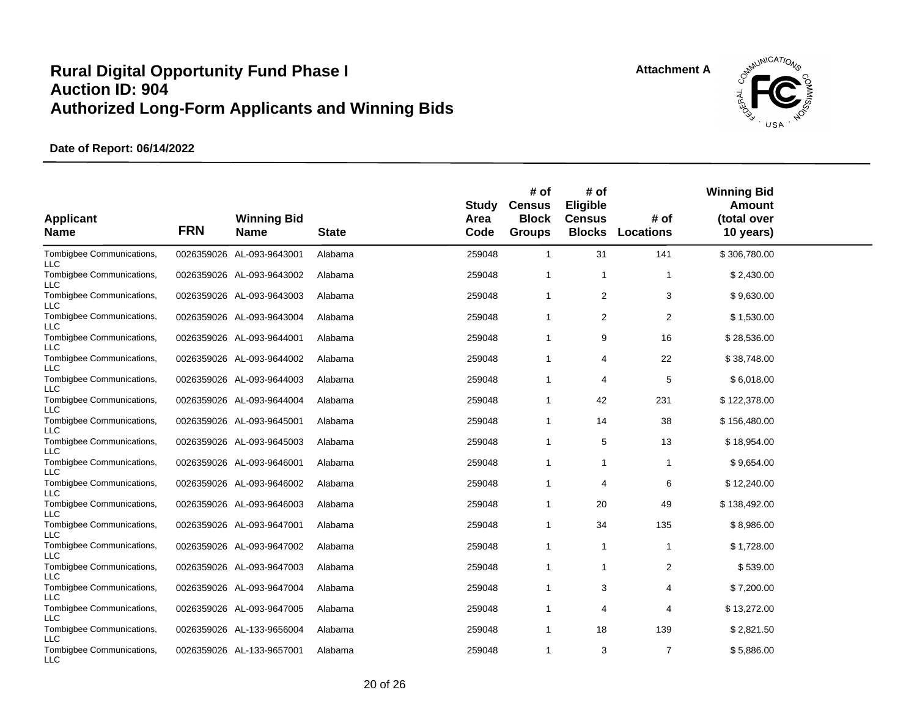# Rural Digital Opportunity Fund Phase I
# Auction ID: 904
# Authorized Long-Form Applicants and Winning Bids

Attachment A

**Date of Report: 06/14/2022**

| Applicant Name | FRN | Winning Bid Name | State | Study Area Code | # of Census Block Groups | # of Eligible Census Blocks | # of Locations | Winning Bid Amount (total over 10 years) |
|---|---|---|---|---|---|---|---|---|
| Tombigbee Communications, LLC | 0026359026 | AL-093-9643001 | Alabama | 259048 | 1 | 31 | 141 | $ 306,780.00 |
| Tombigbee Communications, LLC | 0026359026 | AL-093-9643002 | Alabama | 259048 | 1 | 1 | 1 | $ 2,430.00 |
| Tombigbee Communications, LLC | 0026359026 | AL-093-9643003 | Alabama | 259048 | 1 | 2 | 3 | $ 9,630.00 |
| Tombigbee Communications, LLC | 0026359026 | AL-093-9643004 | Alabama | 259048 | 1 | 2 | 2 | $ 1,530.00 |
| Tombigbee Communications, LLC | 0026359026 | AL-093-9644001 | Alabama | 259048 | 1 | 9 | 16 | $ 28,536.00 |
| Tombigbee Communications, LLC | 0026359026 | AL-093-9644002 | Alabama | 259048 | 1 | 4 | 22 | $ 38,748.00 |
| Tombigbee Communications, LLC | 0026359026 | AL-093-9644003 | Alabama | 259048 | 1 | 4 | 5 | $ 6,018.00 |
| Tombigbee Communications, LLC | 0026359026 | AL-093-9644004 | Alabama | 259048 | 1 | 42 | 231 | $ 122,378.00 |
| Tombigbee Communications, LLC | 0026359026 | AL-093-9645001 | Alabama | 259048 | 1 | 14 | 38 | $ 156,480.00 |
| Tombigbee Communications, LLC | 0026359026 | AL-093-9645003 | Alabama | 259048 | 1 | 5 | 13 | $ 18,954.00 |
| Tombigbee Communications, LLC | 0026359026 | AL-093-9646001 | Alabama | 259048 | 1 | 1 | 1 | $ 9,654.00 |
| Tombigbee Communications, LLC | 0026359026 | AL-093-9646002 | Alabama | 259048 | 1 | 4 | 6 | $ 12,240.00 |
| Tombigbee Communications, LLC | 0026359026 | AL-093-9646003 | Alabama | 259048 | 1 | 20 | 49 | $ 138,492.00 |
| Tombigbee Communications, LLC | 0026359026 | AL-093-9647001 | Alabama | 259048 | 1 | 34 | 135 | $ 8,986.00 |
| Tombigbee Communications, LLC | 0026359026 | AL-093-9647002 | Alabama | 259048 | 1 | 1 | 1 | $ 1,728.00 |
| Tombigbee Communications, LLC | 0026359026 | AL-093-9647003 | Alabama | 259048 | 1 | 1 | 2 | $ 539.00 |
| Tombigbee Communications, LLC | 0026359026 | AL-093-9647004 | Alabama | 259048 | 1 | 3 | 4 | $ 7,200.00 |
| Tombigbee Communications, LLC | 0026359026 | AL-093-9647005 | Alabama | 259048 | 1 | 4 | 4 | $ 13,272.00 |
| Tombigbee Communications, LLC | 0026359026 | AL-133-9656004 | Alabama | 259048 | 1 | 18 | 139 | $ 2,821.50 |
| Tombigbee Communications, LLC | 0026359026 | AL-133-9657001 | Alabama | 259048 | 1 | 3 | 7 | $ 5,886.00 |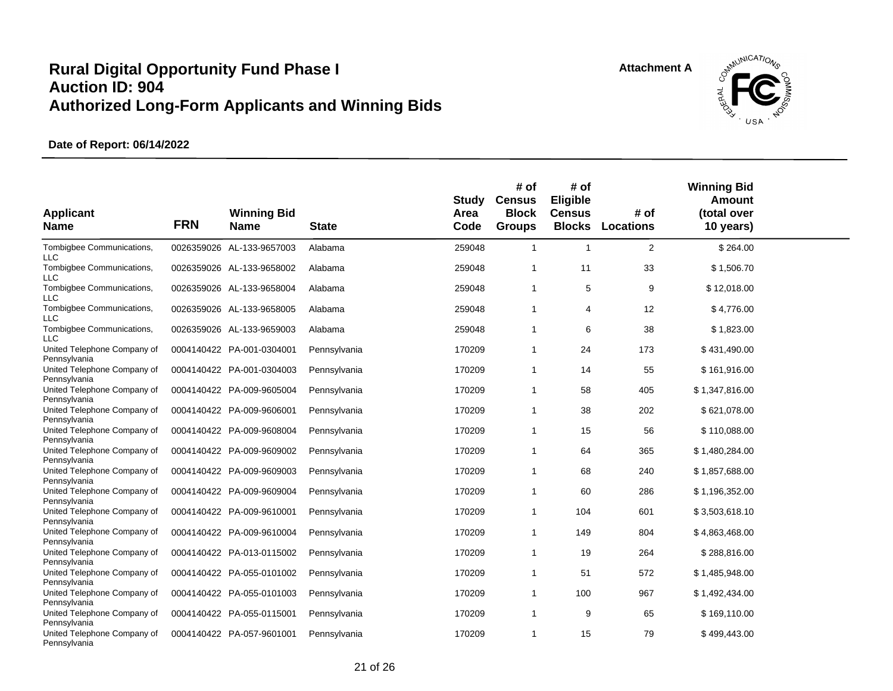# Rural Digital Opportunity Fund Phase I
# Auction ID: 904
# Authorized Long-Form Applicants and Winning Bids

**Attachment A**

**Date of Report: 06/14/2022**

| Applicant Name | FRN | Winning Bid Name | State | Study Area Code | # of Census Block Groups | # of Eligible Census Blocks | # of Locations | Winning Bid Amount (total over 10 years) |
|---|---|---|---|---|---|---|---|---|
| Tombigbee Communications, LLC | 0026359026 | AL-133-9657003 | Alabama | 259048 | 1 | 1 | 2 | $ 264.00 |
| Tombigbee Communications, LLC | 0026359026 | AL-133-9658002 | Alabama | 259048 | 1 | 11 | 33 | $ 1,506.70 |
| Tombigbee Communications, LLC | 0026359026 | AL-133-9658004 | Alabama | 259048 | 1 | 5 | 9 | $ 12,018.00 |
| Tombigbee Communications, LLC | 0026359026 | AL-133-9658005 | Alabama | 259048 | 1 | 4 | 12 | $ 4,776.00 |
| Tombigbee Communications, LLC | 0026359026 | AL-133-9659003 | Alabama | 259048 | 1 | 6 | 38 | $ 1,823.00 |
| United Telephone Company of Pennsylvania | 0004140422 | PA-001-0304001 | Pennsylvania | 170209 | 1 | 24 | 173 | $ 431,490.00 |
| United Telephone Company of Pennsylvania | 0004140422 | PA-001-0304003 | Pennsylvania | 170209 | 1 | 14 | 55 | $ 161,916.00 |
| United Telephone Company of Pennsylvania | 0004140422 | PA-009-9605004 | Pennsylvania | 170209 | 1 | 58 | 405 | $ 1,347,816.00 |
| United Telephone Company of Pennsylvania | 0004140422 | PA-009-9606001 | Pennsylvania | 170209 | 1 | 38 | 202 | $ 621,078.00 |
| United Telephone Company of Pennsylvania | 0004140422 | PA-009-9608004 | Pennsylvania | 170209 | 1 | 15 | 56 | $ 110,088.00 |
| United Telephone Company of Pennsylvania | 0004140422 | PA-009-9609002 | Pennsylvania | 170209 | 1 | 64 | 365 | $ 1,480,284.00 |
| United Telephone Company of Pennsylvania | 0004140422 | PA-009-9609003 | Pennsylvania | 170209 | 1 | 68 | 240 | $ 1,857,688.00 |
| United Telephone Company of Pennsylvania | 0004140422 | PA-009-9609004 | Pennsylvania | 170209 | 1 | 60 | 286 | $ 1,196,352.00 |
| United Telephone Company of Pennsylvania | 0004140422 | PA-009-9610001 | Pennsylvania | 170209 | 1 | 104 | 601 | $ 3,503,618.10 |
| United Telephone Company of Pennsylvania | 0004140422 | PA-009-9610004 | Pennsylvania | 170209 | 1 | 149 | 804 | $ 4,863,468.00 |
| United Telephone Company of Pennsylvania | 0004140422 | PA-013-0115002 | Pennsylvania | 170209 | 1 | 19 | 264 | $ 288,816.00 |
| United Telephone Company of Pennsylvania | 0004140422 | PA-055-0101002 | Pennsylvania | 170209 | 1 | 51 | 572 | $ 1,485,948.00 |
| United Telephone Company of Pennsylvania | 0004140422 | PA-055-0101003 | Pennsylvania | 170209 | 1 | 100 | 967 | $ 1,492,434.00 |
| United Telephone Company of Pennsylvania | 0004140422 | PA-055-0115001 | Pennsylvania | 170209 | 1 | 9 | 65 | $ 169,110.00 |
| United Telephone Company of Pennsylvania | 0004140422 | PA-057-9601001 | Pennsylvania | 170209 | 1 | 15 | 79 | $ 499,443.00 |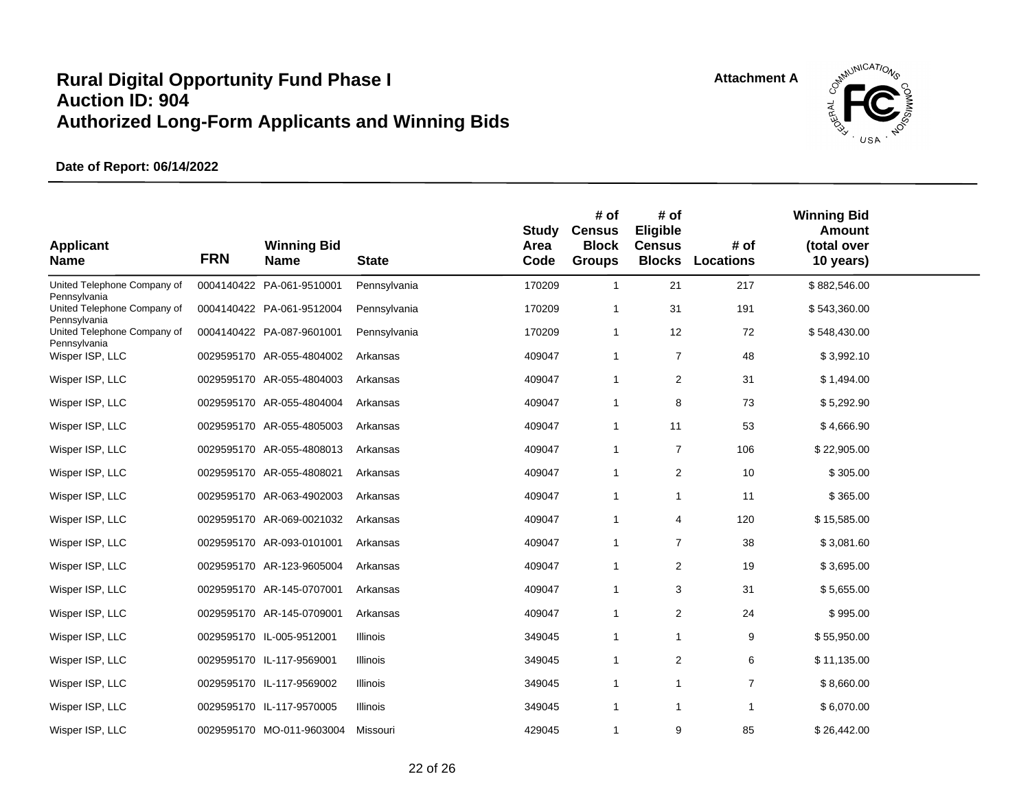# Rural Digital Opportunity Fund Phase I
# Auction ID: 904
# Authorized Long-Form Applicants and Winning Bids

**Attachment A**

**Date of Report: 06/14/2022**

| Applicant Name | FRN | Winning Bid Name | State | Study Area Code | # of Census Block Groups | # of Eligible Census Blocks | # of Locations | Winning Bid Amount (total over 10 years) |
|---|---|---|---|---|---|---|---|---|
| United Telephone Company of Pennsylvania | 0004140422 | PA-061-9510001 | Pennsylvania | 170209 | 1 | 21 | 217 | $ 882,546.00 |
| United Telephone Company of Pennsylvania | 0004140422 | PA-061-9512004 | Pennsylvania | 170209 | 1 | 31 | 191 | $ 543,360.00 |
| United Telephone Company of Pennsylvania | 0004140422 | PA-087-9601001 | Pennsylvania | 170209 | 1 | 12 | 72 | $ 548,430.00 |
| Wisper ISP, LLC | 0029595170 | AR-055-4804002 | Arkansas | 409047 | 1 | 7 | 48 | $ 3,992.10 |
| Wisper ISP, LLC | 0029595170 | AR-055-4804003 | Arkansas | 409047 | 1 | 2 | 31 | $ 1,494.00 |
| Wisper ISP, LLC | 0029595170 | AR-055-4804004 | Arkansas | 409047 | 1 | 8 | 73 | $ 5,292.90 |
| Wisper ISP, LLC | 0029595170 | AR-055-4805003 | Arkansas | 409047 | 1 | 11 | 53 | $ 4,666.90 |
| Wisper ISP, LLC | 0029595170 | AR-055-4808013 | Arkansas | 409047 | 1 | 7 | 106 | $ 22,905.00 |
| Wisper ISP, LLC | 0029595170 | AR-055-4808021 | Arkansas | 409047 | 1 | 2 | 10 | $ 305.00 |
| Wisper ISP, LLC | 0029595170 | AR-063-4902003 | Arkansas | 409047 | 1 | 1 | 11 | $ 365.00 |
| Wisper ISP, LLC | 0029595170 | AR-069-0021032 | Arkansas | 409047 | 1 | 4 | 120 | $ 15,585.00 |
| Wisper ISP, LLC | 0029595170 | AR-093-0101001 | Arkansas | 409047 | 1 | 7 | 38 | $ 3,081.60 |
| Wisper ISP, LLC | 0029595170 | AR-123-9605004 | Arkansas | 409047 | 1 | 2 | 19 | $ 3,695.00 |
| Wisper ISP, LLC | 0029595170 | AR-145-0707001 | Arkansas | 409047 | 1 | 3 | 31 | $ 5,655.00 |
| Wisper ISP, LLC | 0029595170 | AR-145-0709001 | Arkansas | 409047 | 1 | 2 | 24 | $ 995.00 |
| Wisper ISP, LLC | 0029595170 | IL-005-9512001 | Illinois | 349045 | 1 | 1 | 9 | $ 55,950.00 |
| Wisper ISP, LLC | 0029595170 | IL-117-9569001 | Illinois | 349045 | 1 | 2 | 6 | $ 11,135.00 |
| Wisper ISP, LLC | 0029595170 | IL-117-9569002 | Illinois | 349045 | 1 | 1 | 7 | $ 8,660.00 |
| Wisper ISP, LLC | 0029595170 | IL-117-9570005 | Illinois | 349045 | 1 | 1 | 1 | $ 6,070.00 |
| Wisper ISP, LLC | 0029595170 | MO-011-9603004 | Missouri | 429045 | 1 | 9 | 85 | $ 26,442.00 |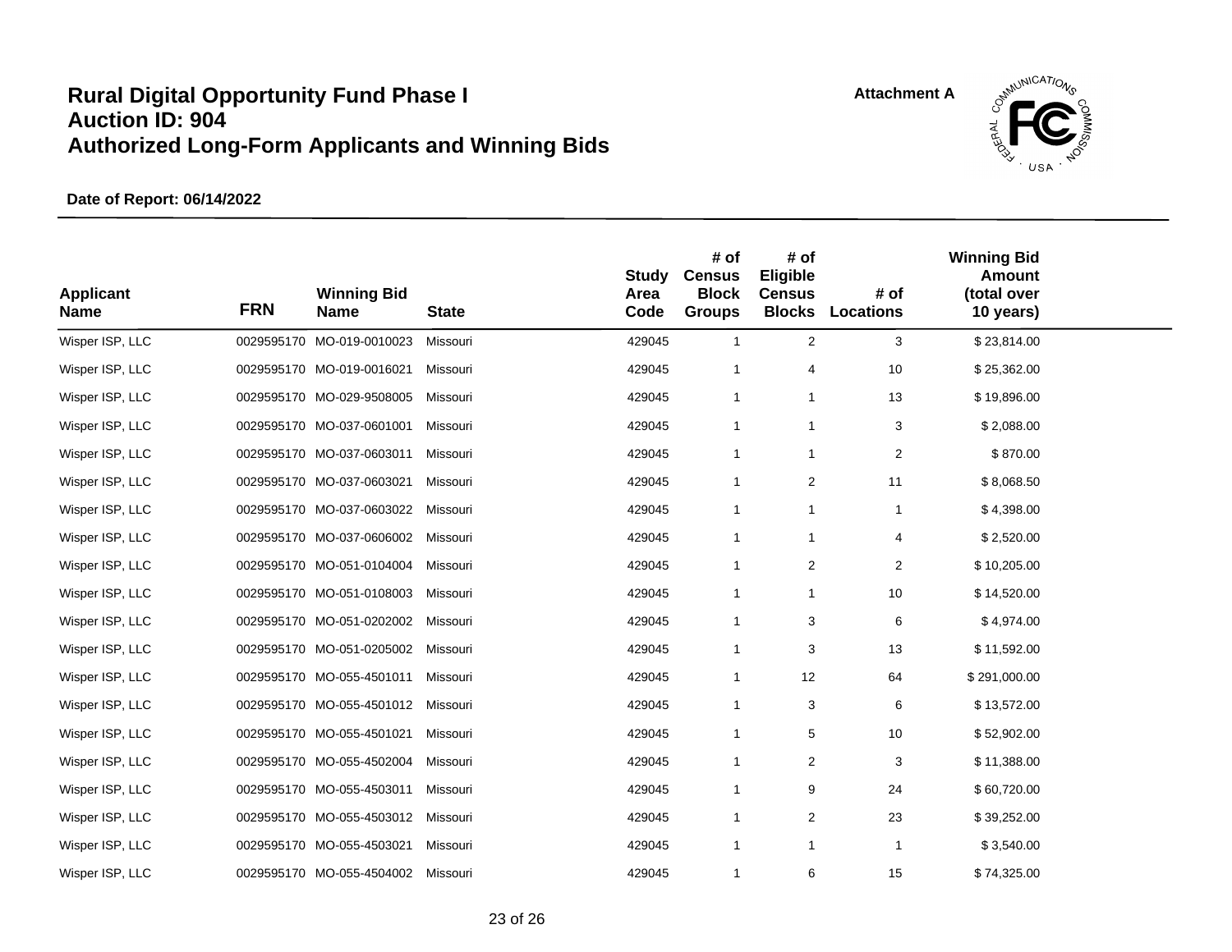# Rural Digital Opportunity Fund Phase I
# Auction ID: 904
# Authorized Long-Form Applicants and Winning Bids

Attachment A

**Date of Report: 06/14/2022**

| Applicant Name | FRN | Winning Bid Name | State | Study Area Code | # of Census Block Groups | # of Eligible Census Blocks | # of Locations | Winning Bid Amount (total over 10 years) |
|---|---|---|---|---|---|---|---|---|
| Wisper ISP, LLC | 0029595170 | MO-019-0010023 | Missouri | 429045 | 1 | 2 | 3 | $ 23,814.00 |
| Wisper ISP, LLC | 0029595170 | MO-019-0016021 | Missouri | 429045 | 1 | 4 | 10 | $ 25,362.00 |
| Wisper ISP, LLC | 0029595170 | MO-029-9508005 | Missouri | 429045 | 1 | 1 | 13 | $ 19,896.00 |
| Wisper ISP, LLC | 0029595170 | MO-037-0601001 | Missouri | 429045 | 1 | 1 | 3 | $ 2,088.00 |
| Wisper ISP, LLC | 0029595170 | MO-037-0603011 | Missouri | 429045 | 1 | 1 | 2 | $ 870.00 |
| Wisper ISP, LLC | 0029595170 | MO-037-0603021 | Missouri | 429045 | 1 | 2 | 11 | $ 8,068.50 |
| Wisper ISP, LLC | 0029595170 | MO-037-0603022 | Missouri | 429045 | 1 | 1 | 1 | $ 4,398.00 |
| Wisper ISP, LLC | 0029595170 | MO-037-0606002 | Missouri | 429045 | 1 | 1 | 4 | $ 2,520.00 |
| Wisper ISP, LLC | 0029595170 | MO-051-0104004 | Missouri | 429045 | 1 | 2 | 2 | $ 10,205.00 |
| Wisper ISP, LLC | 0029595170 | MO-051-0108003 | Missouri | 429045 | 1 | 1 | 10 | $ 14,520.00 |
| Wisper ISP, LLC | 0029595170 | MO-051-0202002 | Missouri | 429045 | 1 | 3 | 6 | $ 4,974.00 |
| Wisper ISP, LLC | 0029595170 | MO-051-0205002 | Missouri | 429045 | 1 | 3 | 13 | $ 11,592.00 |
| Wisper ISP, LLC | 0029595170 | MO-055-4501011 | Missouri | 429045 | 1 | 12 | 64 | $ 291,000.00 |
| Wisper ISP, LLC | 0029595170 | MO-055-4501012 | Missouri | 429045 | 1 | 3 | 6 | $ 13,572.00 |
| Wisper ISP, LLC | 0029595170 | MO-055-4501021 | Missouri | 429045 | 1 | 5 | 10 | $ 52,902.00 |
| Wisper ISP, LLC | 0029595170 | MO-055-4502004 | Missouri | 429045 | 1 | 2 | 3 | $ 11,388.00 |
| Wisper ISP, LLC | 0029595170 | MO-055-4503011 | Missouri | 429045 | 1 | 9 | 24 | $ 60,720.00 |
| Wisper ISP, LLC | 0029595170 | MO-055-4503012 | Missouri | 429045 | 1 | 2 | 23 | $ 39,252.00 |
| Wisper ISP, LLC | 0029595170 | MO-055-4503021 | Missouri | 429045 | 1 | 1 | 1 | $ 3,540.00 |
| Wisper ISP, LLC | 0029595170 | MO-055-4504002 | Missouri | 429045 | 1 | 6 | 15 | $ 74,325.00 |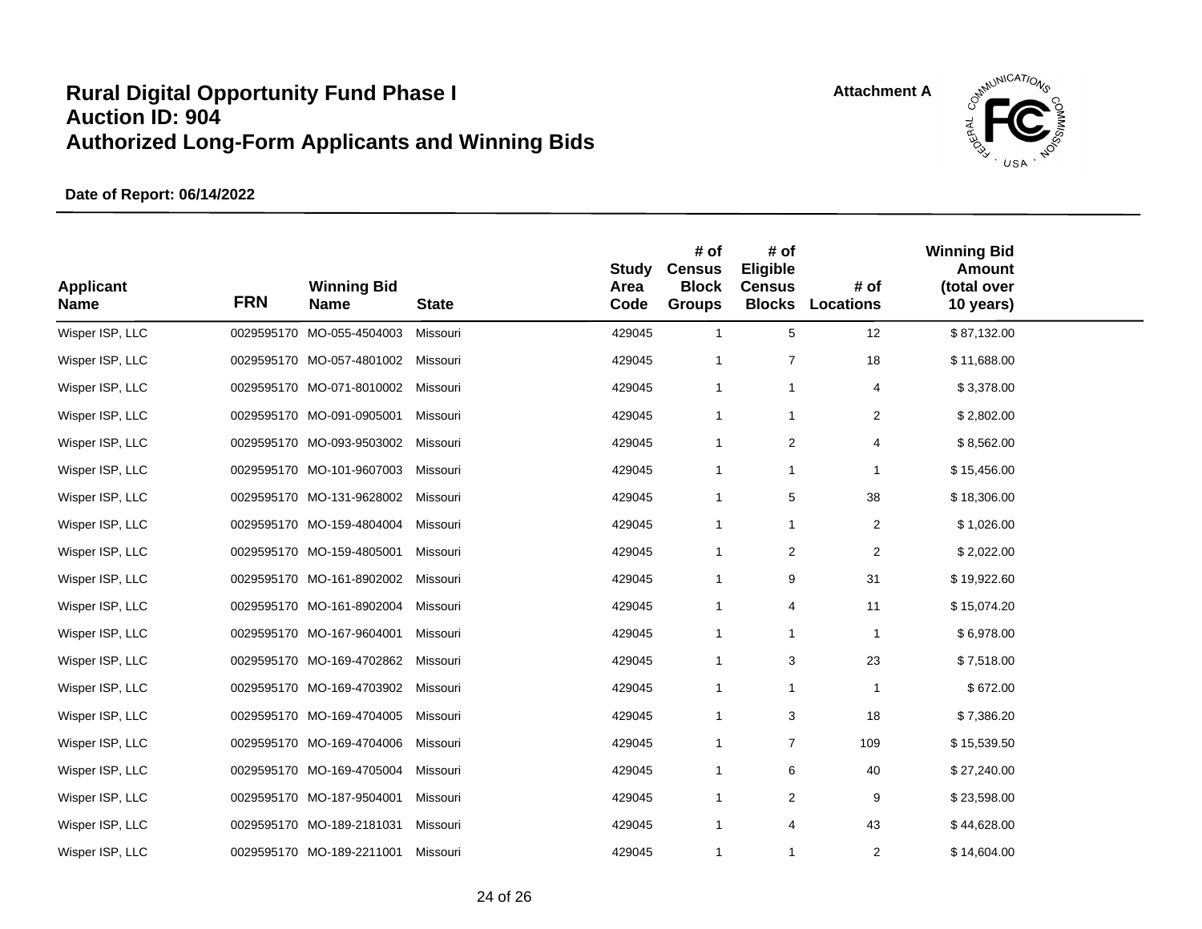# Rural Digital Opportunity Fund Phase I
# Auction ID: 904
# Authorized Long-Form Applicants and Winning Bids

Attachment A

**Date of Report: 06/14/2022**

| Applicant Name | FRN | Winning Bid Name | State | Study Area Code | # of Census Block Groups | # of Eligible Census Blocks | # of Locations | Winning Bid Amount (total over 10 years) |
|---|---|---|---|---|---|---|---|---|
| Wisper ISP, LLC | 0029595170 | MO-055-4504003 | Missouri | 429045 | 1 | 5 | 12 | $ 87,132.00 |
| Wisper ISP, LLC | 0029595170 | MO-057-4801002 | Missouri | 429045 | 1 | 7 | 18 | $ 11,688.00 |
| Wisper ISP, LLC | 0029595170 | MO-071-8010002 | Missouri | 429045 | 1 | 1 | 4 | $ 3,378.00 |
| Wisper ISP, LLC | 0029595170 | MO-091-0905001 | Missouri | 429045 | 1 | 1 | 2 | $ 2,802.00 |
| Wisper ISP, LLC | 0029595170 | MO-093-9503002 | Missouri | 429045 | 1 | 2 | 4 | $ 8,562.00 |
| Wisper ISP, LLC | 0029595170 | MO-101-9607003 | Missouri | 429045 | 1 | 1 | 1 | $ 15,456.00 |
| Wisper ISP, LLC | 0029595170 | MO-131-9628002 | Missouri | 429045 | 1 | 5 | 38 | $ 18,306.00 |
| Wisper ISP, LLC | 0029595170 | MO-159-4804004 | Missouri | 429045 | 1 | 1 | 2 | $ 1,026.00 |
| Wisper ISP, LLC | 0029595170 | MO-159-4805001 | Missouri | 429045 | 1 | 2 | 2 | $ 2,022.00 |
| Wisper ISP, LLC | 0029595170 | MO-161-8902002 | Missouri | 429045 | 1 | 9 | 31 | $ 19,922.60 |
| Wisper ISP, LLC | 0029595170 | MO-161-8902004 | Missouri | 429045 | 1 | 4 | 11 | $ 15,074.20 |
| Wisper ISP, LLC | 0029595170 | MO-167-9604001 | Missouri | 429045 | 1 | 1 | 1 | $ 6,978.00 |
| Wisper ISP, LLC | 0029595170 | MO-169-4702862 | Missouri | 429045 | 1 | 3 | 23 | $ 7,518.00 |
| Wisper ISP, LLC | 0029595170 | MO-169-4703902 | Missouri | 429045 | 1 | 1 | 1 | $ 672.00 |
| Wisper ISP, LLC | 0029595170 | MO-169-4704005 | Missouri | 429045 | 1 | 3 | 18 | $ 7,386.20 |
| Wisper ISP, LLC | 0029595170 | MO-169-4704006 | Missouri | 429045 | 1 | 7 | 109 | $ 15,539.50 |
| Wisper ISP, LLC | 0029595170 | MO-169-4705004 | Missouri | 429045 | 1 | 6 | 40 | $ 27,240.00 |
| Wisper ISP, LLC | 0029595170 | MO-187-9504001 | Missouri | 429045 | 1 | 2 | 9 | $ 23,598.00 |
| Wisper ISP, LLC | 0029595170 | MO-189-2181031 | Missouri | 429045 | 1 | 4 | 43 | $ 44,628.00 |
| Wisper ISP, LLC | 0029595170 | MO-189-2211001 | Missouri | 429045 | 1 | 1 | 2 | $ 14,604.00 |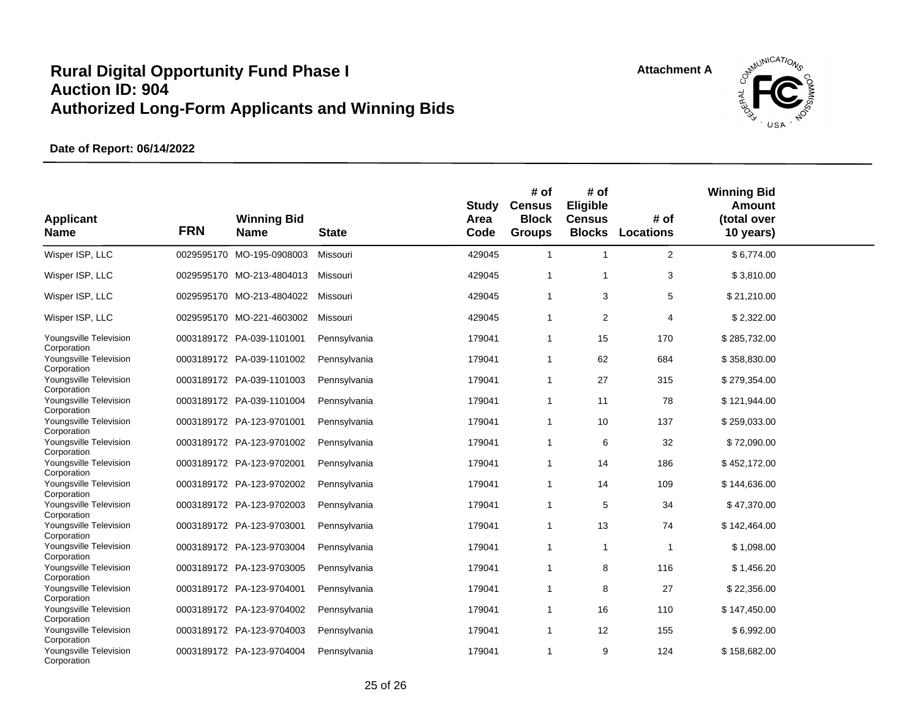# Rural Digital Opportunity Fund Phase I
# Auction ID: 904
# Authorized Long-Form Applicants and Winning Bids

Attachment A

**Date of Report: 06/14/2022**

| Applicant Name | FRN | Winning Bid Name | State | Study Area Code | # of Census Block Groups | # of Eligible Census Blocks | # of Locations | Winning Bid Amount (total over 10 years) |
|---|---|---|---|---|---|---|---|---|
| Wisper ISP, LLC | 0029595170 | MO-195-0908003 | Missouri | 429045 | 1 | 1 | 2 | $ 6,774.00 |
| Wisper ISP, LLC | 0029595170 | MO-213-4804013 | Missouri | 429045 | 1 | 1 | 3 | $ 3,810.00 |
| Wisper ISP, LLC | 0029595170 | MO-213-4804022 | Missouri | 429045 | 1 | 3 | 5 | $ 21,210.00 |
| Wisper ISP, LLC | 0029595170 | MO-221-4603002 | Missouri | 429045 | 1 | 2 | 4 | $ 2,322.00 |
| Youngsville Television Corporation | 0003189172 | PA-039-1101001 | Pennsylvania | 179041 | 1 | 15 | 170 | $ 285,732.00 |
| Youngsville Television Corporation | 0003189172 | PA-039-1101002 | Pennsylvania | 179041 | 1 | 62 | 684 | $ 358,830.00 |
| Youngsville Television Corporation | 0003189172 | PA-039-1101003 | Pennsylvania | 179041 | 1 | 27 | 315 | $ 279,354.00 |
| Youngsville Television Corporation | 0003189172 | PA-039-1101004 | Pennsylvania | 179041 | 1 | 11 | 78 | $ 121,944.00 |
| Youngsville Television Corporation | 0003189172 | PA-123-9701001 | Pennsylvania | 179041 | 1 | 10 | 137 | $ 259,033.00 |
| Youngsville Television Corporation | 0003189172 | PA-123-9701002 | Pennsylvania | 179041 | 1 | 6 | 32 | $ 72,090.00 |
| Youngsville Television Corporation | 0003189172 | PA-123-9702001 | Pennsylvania | 179041 | 1 | 14 | 186 | $ 452,172.00 |
| Youngsville Television Corporation | 0003189172 | PA-123-9702002 | Pennsylvania | 179041 | 1 | 14 | 109 | $ 144,636.00 |
| Youngsville Television Corporation | 0003189172 | PA-123-9702003 | Pennsylvania | 179041 | 1 | 5 | 34 | $ 47,370.00 |
| Youngsville Television Corporation | 0003189172 | PA-123-9703001 | Pennsylvania | 179041 | 1 | 13 | 74 | $ 142,464.00 |
| Youngsville Television Corporation | 0003189172 | PA-123-9703004 | Pennsylvania | 179041 | 1 | 1 | 1 | $ 1,098.00 |
| Youngsville Television Corporation | 0003189172 | PA-123-9703005 | Pennsylvania | 179041 | 1 | 8 | 116 | $ 1,456.20 |
| Youngsville Television Corporation | 0003189172 | PA-123-9704001 | Pennsylvania | 179041 | 1 | 8 | 27 | $ 22,356.00 |
| Youngsville Television Corporation | 0003189172 | PA-123-9704002 | Pennsylvania | 179041 | 1 | 16 | 110 | $ 147,450.00 |
| Youngsville Television Corporation | 0003189172 | PA-123-9704003 | Pennsylvania | 179041 | 1 | 12 | 155 | $ 6,992.00 |
| Youngsville Television Corporation | 0003189172 | PA-123-9704004 | Pennsylvania | 179041 | 1 | 9 | 124 | $ 158,682.00 |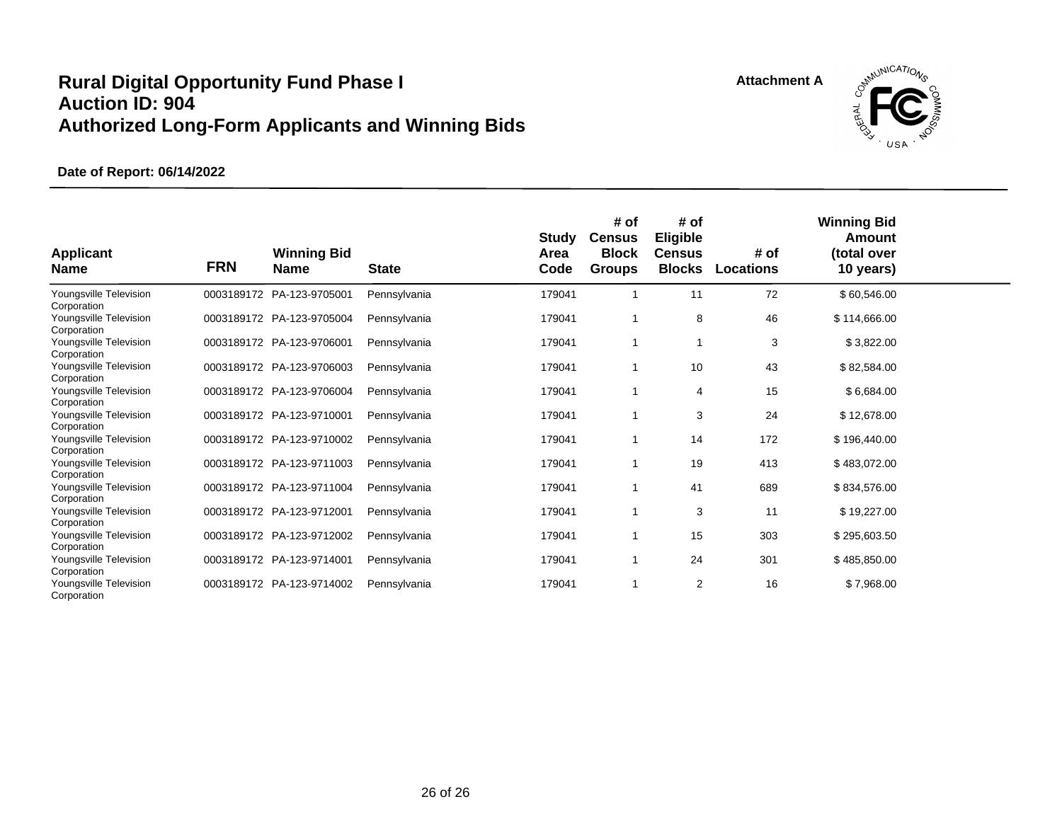# Rural Digital Opportunity Fund Phase I
# Auction ID: 904
# Authorized Long-Form Applicants and Winning Bids

**Attachment A**

**Date of Report: 06/14/2022**

| Applicant Name | FRN | Winning Bid Name | State | Study Area Code | # of Census Block Groups | # of Eligible Census Blocks | # of Locations | Winning Bid Amount (total over 10 years) |
|---|---|---|---|---|---|---|---|---|
| Youngsville Television Corporation | 0003189172 | PA-123-9705001 | Pennsylvania | 179041 | 1 | 11 | 72 | $ 60,546.00 |
| Youngsville Television Corporation | 0003189172 | PA-123-9705004 | Pennsylvania | 179041 | 1 | 8 | 46 | $ 114,666.00 |
| Youngsville Television Corporation | 0003189172 | PA-123-9706001 | Pennsylvania | 179041 | 1 | 1 | 3 | $ 3,822.00 |
| Youngsville Television Corporation | 0003189172 | PA-123-9706003 | Pennsylvania | 179041 | 1 | 10 | 43 | $ 82,584.00 |
| Youngsville Television Corporation | 0003189172 | PA-123-9706004 | Pennsylvania | 179041 | 1 | 4 | 15 | $ 6,684.00 |
| Youngsville Television Corporation | 0003189172 | PA-123-9710001 | Pennsylvania | 179041 | 1 | 3 | 24 | $ 12,678.00 |
| Youngsville Television Corporation | 0003189172 | PA-123-9710002 | Pennsylvania | 179041 | 1 | 14 | 172 | $ 196,440.00 |
| Youngsville Television Corporation | 0003189172 | PA-123-9711003 | Pennsylvania | 179041 | 1 | 19 | 413 | $ 483,072.00 |
| Youngsville Television Corporation | 0003189172 | PA-123-9711004 | Pennsylvania | 179041 | 1 | 41 | 689 | $ 834,576.00 |
| Youngsville Television Corporation | 0003189172 | PA-123-9712001 | Pennsylvania | 179041 | 1 | 3 | 11 | $ 19,227.00 |
| Youngsville Television Corporation | 0003189172 | PA-123-9712002 | Pennsylvania | 179041 | 1 | 15 | 303 | $ 295,603.50 |
| Youngsville Television Corporation | 0003189172 | PA-123-9714001 | Pennsylvania | 179041 | 1 | 24 | 301 | $ 485,850.00 |
| Youngsville Television Corporation | 0003189172 | PA-123-9714002 | Pennsylvania | 179041 | 1 | 2 | 16 | $ 7,968.00 |